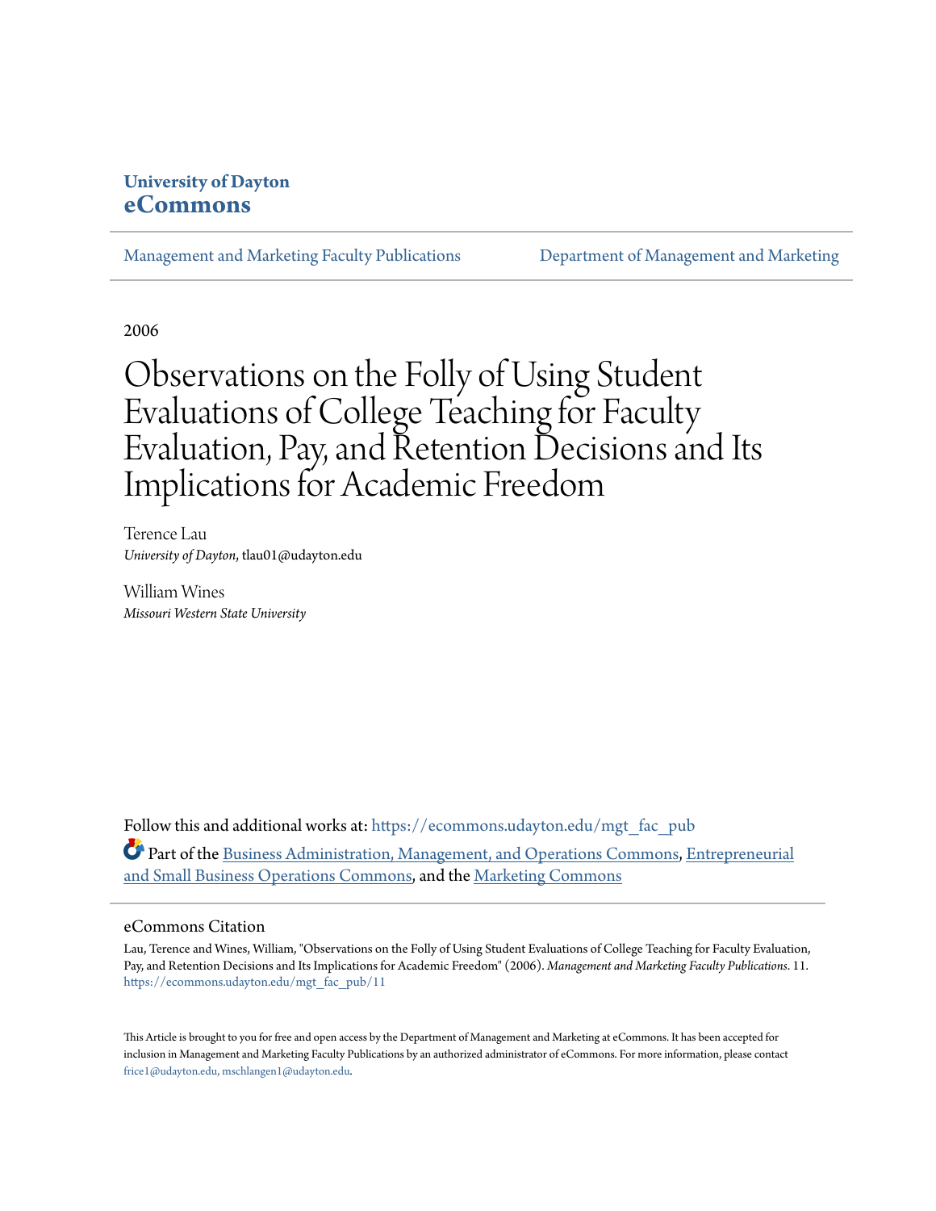University of Dayton
**eCommons**

Management and Marketing Faculty Publications | Department of Management and Marketing

2006

# Observations on the Folly of Using Student Evaluations of College Teaching for Faculty Evaluation, Pay, and Retention Decisions and Its Implications for Academic Freedom

Terence Lau
*University of Dayton*, tlau01@udayton.edu

William Wines
*Missouri Western State University*

Follow this and additional works at: https://ecommons.udayton.edu/mgt_fac_pub

Part of the Business Administration, Management, and Operations Commons, Entrepreneurial and Small Business Operations Commons, and the Marketing Commons

## eCommons Citation

Lau, Terence and Wines, William, "Observations on the Folly of Using Student Evaluations of College Teaching for Faculty Evaluation, Pay, and Retention Decisions and Its Implications for Academic Freedom" (2006). *Management and Marketing Faculty Publications*. 11.
https://ecommons.udayton.edu/mgt_fac_pub/11

This Article is brought to you for free and open access by the Department of Management and Marketing at eCommons. It has been accepted for inclusion in Management and Marketing Faculty Publications by an authorized administrator of eCommons. For more information, please contact frice1@udayton.edu, mschlangen1@udayton.edu.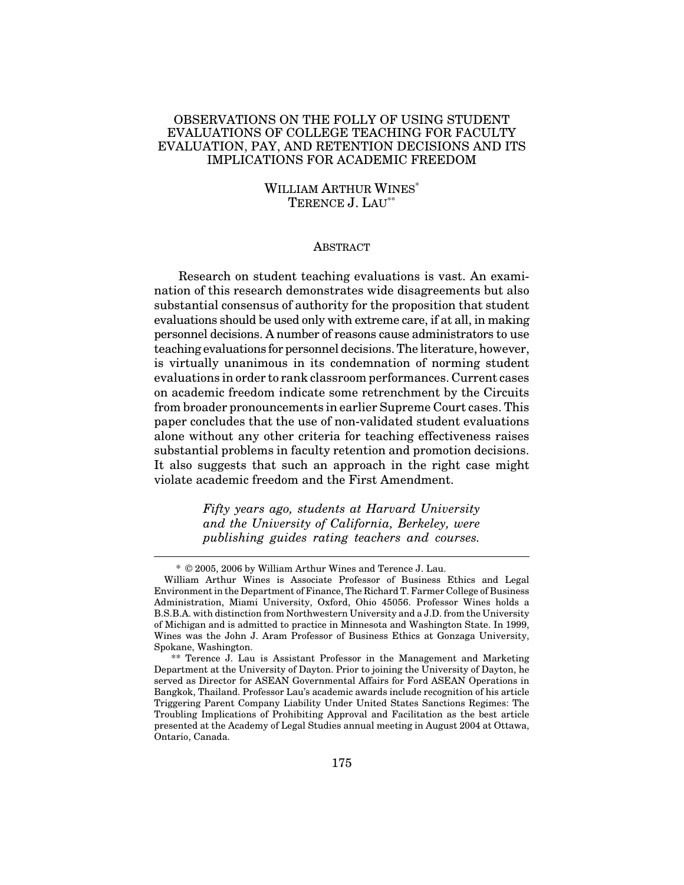# OBSERVATIONS ON THE FOLLY OF USING STUDENT EVALUATIONS OF COLLEGE TEACHING FOR FACULTY EVALUATION, PAY, AND RETENTION DECISIONS AND ITS IMPLICATIONS FOR ACADEMIC FREEDOM

WILLIAM ARTHUR WINES[*]
TERENCE J. LAU[**]

## ABSTRACT

Research on student teaching evaluations is vast. An examination of this research demonstrates wide disagreements but also substantial consensus of authority for the proposition that student evaluations should be used only with extreme care, if at all, in making personnel decisions. A number of reasons cause administrators to use teaching evaluations for personnel decisions. The literature, however, is virtually unanimous in its condemnation of norming student evaluations in order to rank classroom performances. Current cases on academic freedom indicate some retrenchment by the Circuits from broader pronouncements in earlier Supreme Court cases. This paper concludes that the use of non-validated student evaluations alone without any other criteria for teaching effectiveness raises substantial problems in faculty retention and promotion decisions. It also suggests that such an approach in the right case might violate academic freedom and the First Amendment.

> *Fifty years ago, students at Harvard University and the University of California, Berkeley, were publishing guides rating teachers and courses.*

---

\* © 2005, 2006 by William Arthur Wines and Terence J. Lau.

William Arthur Wines is Associate Professor of Business Ethics and Legal Environment in the Department of Finance, The Richard T. Farmer College of Business Administration, Miami University, Oxford, Ohio 45056. Professor Wines holds a B.S.B.A. with distinction from Northwestern University and a J.D. from the University of Michigan and is admitted to practice in Minnesota and Washington State. In 1999, Wines was the John J. Aram Professor of Business Ethics at Gonzaga University, Spokane, Washington.

\*\* Terence J. Lau is Assistant Professor in the Management and Marketing Department at the University of Dayton. Prior to joining the University of Dayton, he served as Director for ASEAN Governmental Affairs for Ford ASEAN Operations in Bangkok, Thailand. Professor Lau's academic awards include recognition of his article Triggering Parent Company Liability Under United States Sanctions Regimes: The Troubling Implications of Prohibiting Approval and Facilitation as the best article presented at the Academy of Legal Studies annual meeting in August 2004 at Ottawa, Ontario, Canada.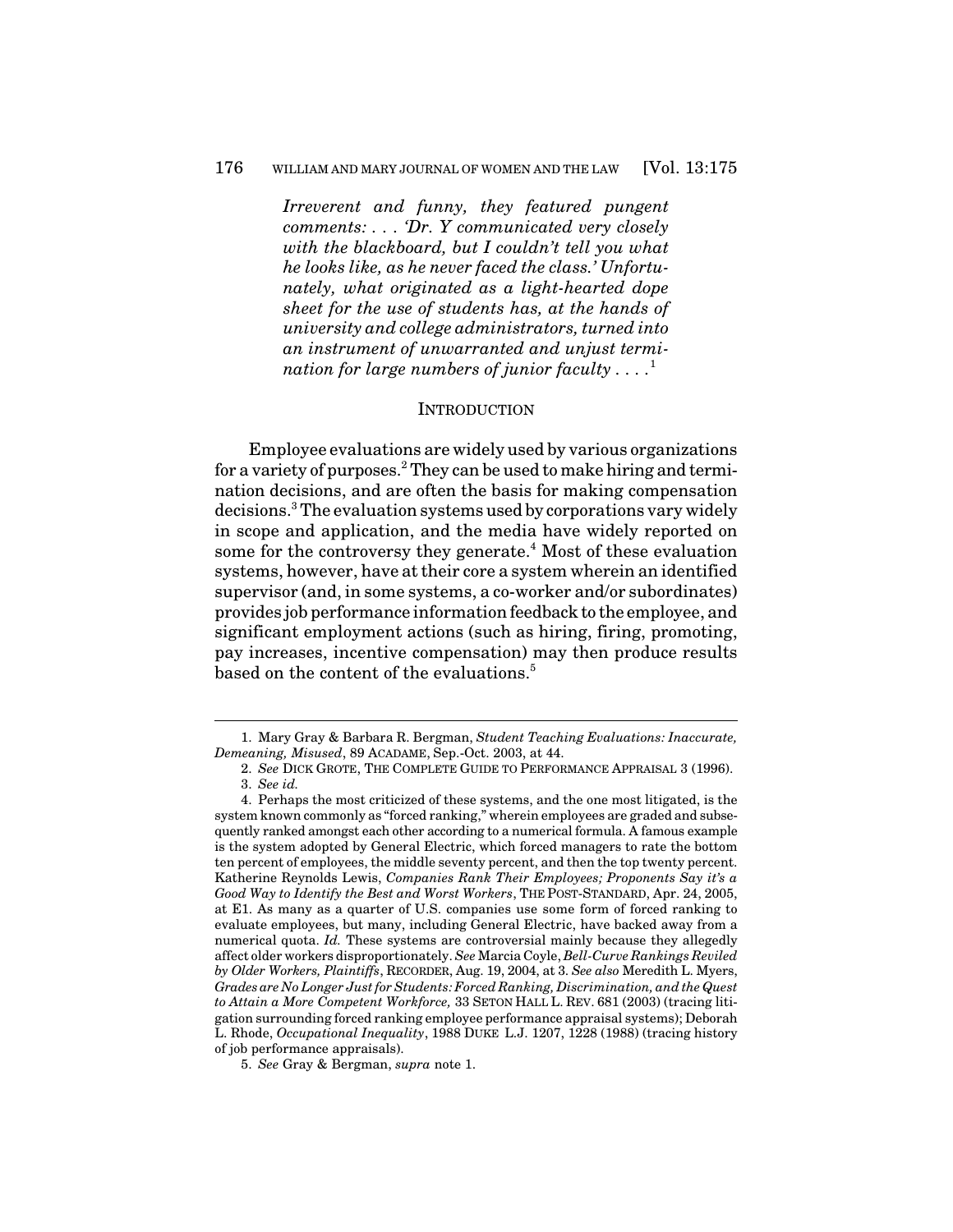*Irreverent and funny, they featured pungent comments: . . . 'Dr. Y communicated very closely with the blackboard, but I couldn't tell you what he looks like, as he never faced the class.' Unfortunately, what originated as a light-hearted dope sheet for the use of students has, at the hands of university and college administrators, turned into an instrument of unwarranted and unjust termination for large numbers of junior faculty . . . .*[1]

## INTRODUCTION

Employee evaluations are widely used by various organizations for a variety of purposes.[2] They can be used to make hiring and termination decisions, and are often the basis for making compensation decisions.[3] The evaluation systems used by corporations vary widely in scope and application, and the media have widely reported on some for the controversy they generate.[4] Most of these evaluation systems, however, have at their core a system wherein an identified supervisor (and, in some systems, a co-worker and/or subordinates) provides job performance information feedback to the employee, and significant employment actions (such as hiring, firing, promoting, pay increases, incentive compensation) may then produce results based on the content of the evaluations.[5]

---

1. Mary Gray & Barbara R. Bergman, *Student Teaching Evaluations: Inaccurate, Demeaning, Misused*, 89 ACADAME, Sep.-Oct. 2003, at 44.

2. *See* DICK GROTE, THE COMPLETE GUIDE TO PERFORMANCE APPRAISAL 3 (1996).

3. *See id.*

4. Perhaps the most criticized of these systems, and the one most litigated, is the system known commonly as "forced ranking," wherein employees are graded and subsequently ranked amongst each other according to a numerical formula. A famous example is the system adopted by General Electric, which forced managers to rate the bottom ten percent of employees, the middle seventy percent, and then the top twenty percent. Katherine Reynolds Lewis, *Companies Rank Their Employees; Proponents Say it's a Good Way to Identify the Best and Worst Workers*, THE POST-STANDARD, Apr. 24, 2005, at E1. As many as a quarter of U.S. companies use some form of forced ranking to evaluate employees, but many, including General Electric, have backed away from a numerical quota. *Id.* These systems are controversial mainly because they allegedly affect older workers disproportionately. *See* Marcia Coyle, *Bell-Curve Rankings Reviled by Older Workers, Plaintiffs*, RECORDER, Aug. 19, 2004, at 3. *See also* Meredith L. Myers, *Grades are No Longer Just for Students: Forced Ranking, Discrimination, and the Quest to Attain a More Competent Workforce,* 33 SETON HALL L. REV. 681 (2003) (tracing litigation surrounding forced ranking employee performance appraisal systems); Deborah L. Rhode, *Occupational Inequality*, 1988 DUKE L.J. 1207, 1228 (1988) (tracing history of job performance appraisals).

5. *See* Gray & Bergman, *supra* note 1.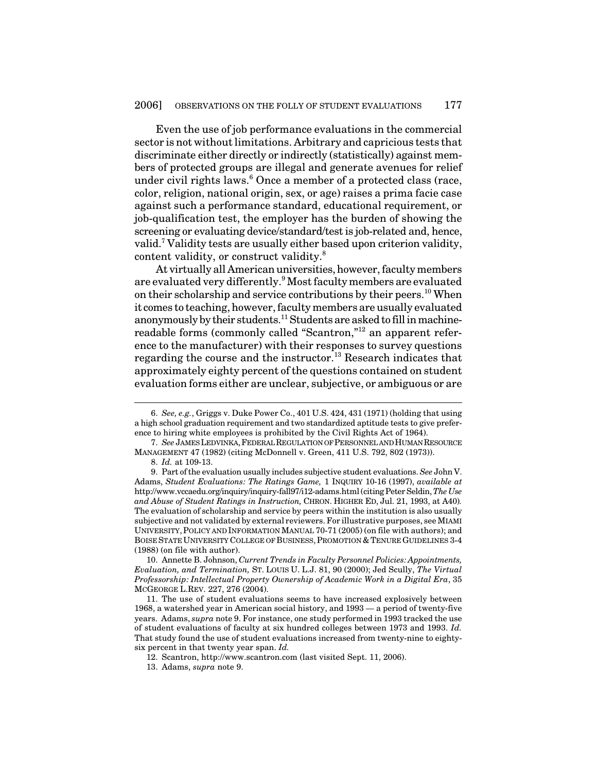Even the use of job performance evaluations in the commercial sector is not without limitations. Arbitrary and capricious tests that discriminate either directly or indirectly (statistically) against members of protected groups are illegal and generate avenues for relief under civil rights laws.[6] Once a member of a protected class (race, color, religion, national origin, sex, or age) raises a prima facie case against such a performance standard, educational requirement, or job-qualification test, the employer has the burden of showing the screening or evaluating device/standard/test is job-related and, hence, valid.[7] Validity tests are usually either based upon criterion validity, content validity, or construct validity.[8]

At virtually all American universities, however, faculty members are evaluated very differently.[9] Most faculty members are evaluated on their scholarship and service contributions by their peers.[10] When it comes to teaching, however, faculty members are usually evaluated anonymously by their students.[11] Students are asked to fill in machine-readable forms (commonly called "Scantron,"[12] an apparent reference to the manufacturer) with their responses to survey questions regarding the course and the instructor.[13] Research indicates that approximately eighty percent of the questions contained on student evaluation forms either are unclear, subjective, or ambiguous or are

---

6. *See, e.g.*, Griggs v. Duke Power Co., 401 U.S. 424, 431 (1971) (holding that using a high school graduation requirement and two standardized aptitude tests to give preference to hiring white employees is prohibited by the Civil Rights Act of 1964).

7. *See* JAMES LEDVINKA, FEDERAL REGULATION OF PERSONNEL AND HUMAN RESOURCE MANAGEMENT 47 (1982) (citing McDonnell v. Green, 411 U.S. 792, 802 (1973)).

8. *Id.* at 109-13.

9. Part of the evaluation usually includes subjective student evaluations. *See* John V. Adams, *Student Evaluations: The Ratings Game,* 1 INQUIRY 10-16 (1997), *available at* http://www.vccaedu.org/inquiry/inquiry-fall97/i12-adams.html (citing Peter Seldin, *The Use and Abuse of Student Ratings in Instruction,* CHRON. HIGHER ED, Jul. 21, 1993, at A40). The evaluation of scholarship and service by peers within the institution is also usually subjective and not validated by external reviewers. For illustrative purposes, see MIAMI UNIVERSITY, POLICY AND INFORMATION MANUAL 70-71 (2005) (on file with authors); and BOISE STATE UNIVERSITY COLLEGE OF BUSINESS, PROMOTION & TENURE GUIDELINES 3-4 (1988) (on file with author).

10. Annette B. Johnson, *Current Trends in Faculty Personnel Policies: Appointments, Evaluation, and Termination,* ST. LOUIS U. L.J. 81, 90 (2000); Jed Scully, *The Virtual Professorship: Intellectual Property Ownership of Academic Work in a Digital Era*, 35 MCGEORGE L.REV. 227, 276 (2004).

11. The use of student evaluations seems to have increased explosively between 1968, a watershed year in American social history, and 1993 — a period of twenty-five years. Adams, *supra* note 9. For instance, one study performed in 1993 tracked the use of student evaluations of faculty at six hundred colleges between 1973 and 1993. *Id.* That study found the use of student evaluations increased from twenty-nine to eighty-six percent in that twenty year span. *Id.*

12. Scantron, http://www.scantron.com (last visited Sept. 11, 2006).

13. Adams, *supra* note 9.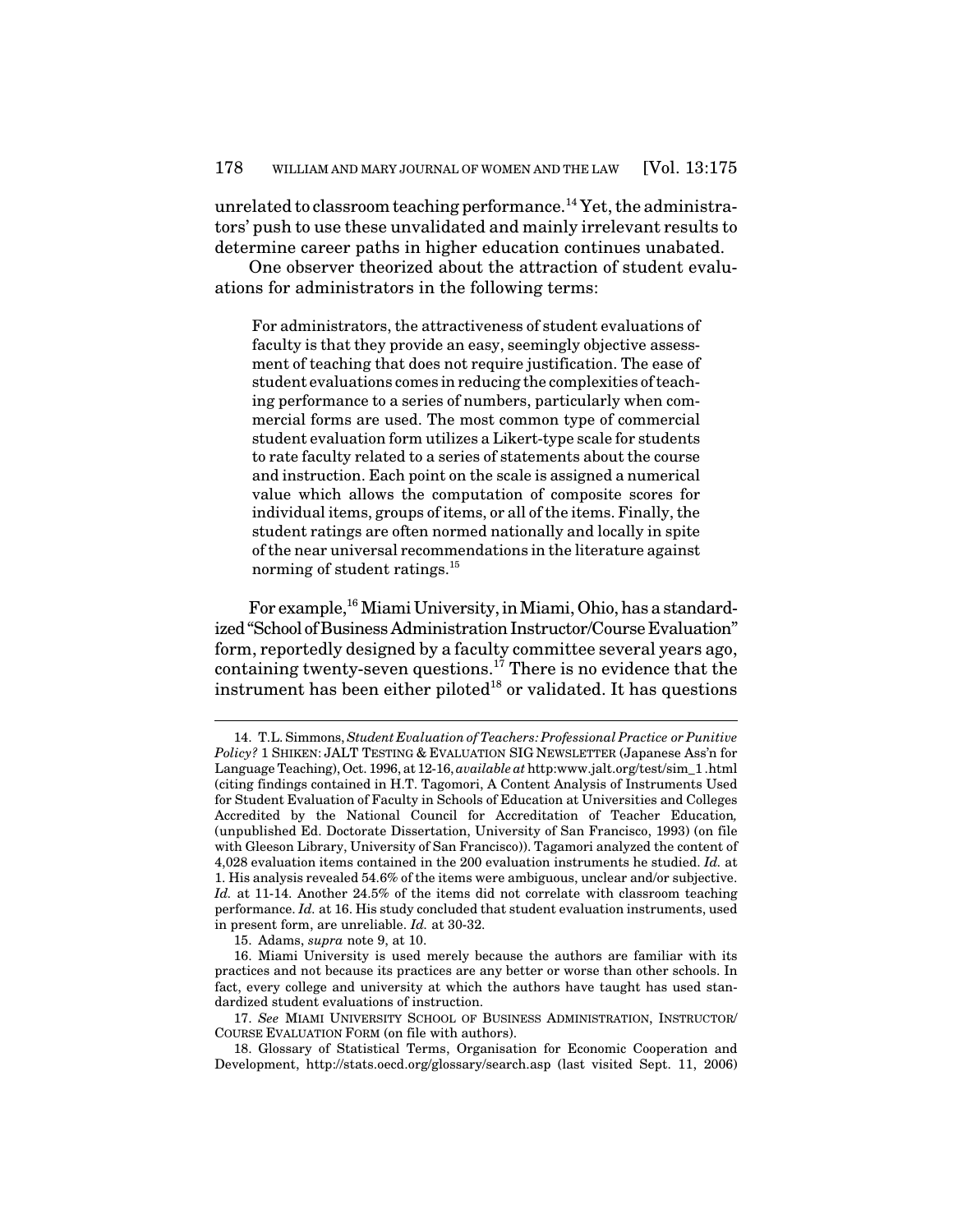unrelated to classroom teaching performance.[14] Yet, the administrators' push to use these unvalidated and mainly irrelevant results to determine career paths in higher education continues unabated.

One observer theorized about the attraction of student evaluations for administrators in the following terms:

> For administrators, the attractiveness of student evaluations of faculty is that they provide an easy, seemingly objective assessment of teaching that does not require justification. The ease of student evaluations comes in reducing the complexities of teaching performance to a series of numbers, particularly when commercial forms are used. The most common type of commercial student evaluation form utilizes a Likert-type scale for students to rate faculty related to a series of statements about the course and instruction. Each point on the scale is assigned a numerical value which allows the computation of composite scores for individual items, groups of items, or all of the items. Finally, the student ratings are often normed nationally and locally in spite of the near universal recommendations in the literature against norming of student ratings.[15]

For example,[16] Miami University, in Miami, Ohio, has a standardized "School of Business Administration Instructor/Course Evaluation" form, reportedly designed by a faculty committee several years ago, containing twenty-seven questions.[17] There is no evidence that the instrument has been either piloted[18] or validated. It has questions

---

14. T.L. Simmons, *Student Evaluation of Teachers: Professional Practice or Punitive Policy?* 1 SHIKEN: JALT TESTING & EVALUATION SIG NEWSLETTER (Japanese Ass'n for Language Teaching), Oct. 1996, at 12-16, *available at* http:www.jalt.org/test/sim_1 .html (citing findings contained in H.T. Tagomori, A Content Analysis of Instruments Used for Student Evaluation of Faculty in Schools of Education at Universities and Colleges Accredited by the National Council for Accreditation of Teacher Education*,* (unpublished Ed. Doctorate Dissertation, University of San Francisco, 1993) (on file with Gleeson Library, University of San Francisco)). Tagamori analyzed the content of 4,028 evaluation items contained in the 200 evaluation instruments he studied. *Id.* at 1. His analysis revealed 54.6% of the items were ambiguous, unclear and/or subjective. *Id.* at 11-14. Another 24.5% of the items did not correlate with classroom teaching performance. *Id.* at 16. His study concluded that student evaluation instruments, used in present form, are unreliable. *Id.* at 30-32.

15. Adams, *supra* note 9, at 10.

16. Miami University is used merely because the authors are familiar with its practices and not because its practices are any better or worse than other schools. In fact, every college and university at which the authors have taught has used standardized student evaluations of instruction.

17. *See* MIAMI UNIVERSITY SCHOOL OF BUSINESS ADMINISTRATION, INSTRUCTOR/COURSE EVALUATION FORM (on file with authors).

18. Glossary of Statistical Terms, Organisation for Economic Cooperation and Development, http://stats.oecd.org/glossary/search.asp (last visited Sept. 11, 2006)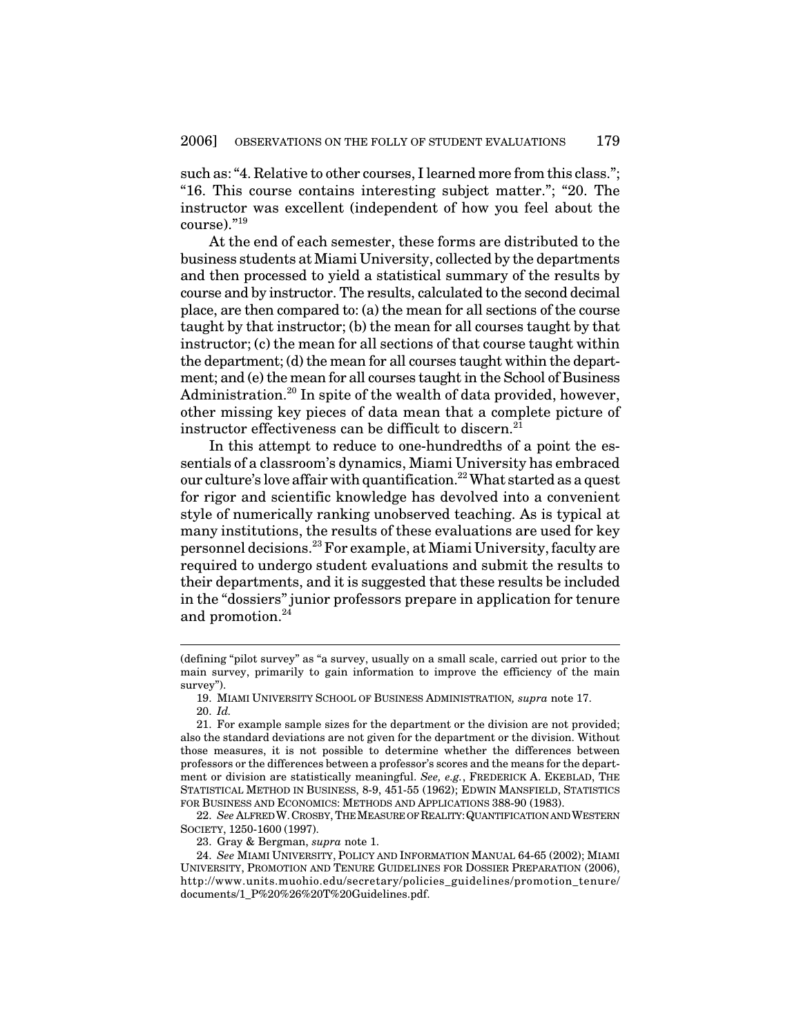such as: "4. Relative to other courses, I learned more from this class."; "16. This course contains interesting subject matter."; "20. The instructor was excellent (independent of how you feel about the course)."[19]

At the end of each semester, these forms are distributed to the business students at Miami University, collected by the departments and then processed to yield a statistical summary of the results by course and by instructor. The results, calculated to the second decimal place, are then compared to: (a) the mean for all sections of the course taught by that instructor; (b) the mean for all courses taught by that instructor; (c) the mean for all sections of that course taught within the department; (d) the mean for all courses taught within the department; and (e) the mean for all courses taught in the School of Business Administration.[20] In spite of the wealth of data provided, however, other missing key pieces of data mean that a complete picture of instructor effectiveness can be difficult to discern.[21]

In this attempt to reduce to one-hundredths of a point the essentials of a classroom's dynamics, Miami University has embraced our culture's love affair with quantification.[22] What started as a quest for rigor and scientific knowledge has devolved into a convenient style of numerically ranking unobserved teaching. As is typical at many institutions, the results of these evaluations are used for key personnel decisions.[23] For example, at Miami University, faculty are required to undergo student evaluations and submit the results to their departments, and it is suggested that these results be included in the "dossiers" junior professors prepare in application for tenure and promotion.[24]

---

(defining "pilot survey" as "a survey, usually on a small scale, carried out prior to the main survey, primarily to gain information to improve the efficiency of the main survey").

19. MIAMI UNIVERSITY SCHOOL OF BUSINESS ADMINISTRATION, *supra* note 17.

20. *Id.*

21. For example sample sizes for the department or the division are not provided; also the standard deviations are not given for the department or the division. Without those measures, it is not possible to determine whether the differences between professors or the differences between a professor's scores and the means for the department or division are statistically meaningful. *See, e.g.*, FREDERICK A. EKEBLAD, THE STATISTICAL METHOD IN BUSINESS, 8-9, 451-55 (1962); EDWIN MANSFIELD, STATISTICS FOR BUSINESS AND ECONOMICS: METHODS AND APPLICATIONS 388-90 (1983).

22. *See* ALFRED W. CROSBY, THE MEASURE OF REALITY: QUANTIFICATION AND WESTERN SOCIETY, 1250-1600 (1997).

23. Gray & Bergman, *supra* note 1.

24. *See* MIAMI UNIVERSITY, POLICY AND INFORMATION MANUAL 64-65 (2002); MIAMI UNIVERSITY, PROMOTION AND TENURE GUIDELINES FOR DOSSIER PREPARATION (2006), http://www.units.muohio.edu/secretary/policies_guidelines/promotion_tenure/documents/1_P%20%26%20T%20Guidelines.pdf.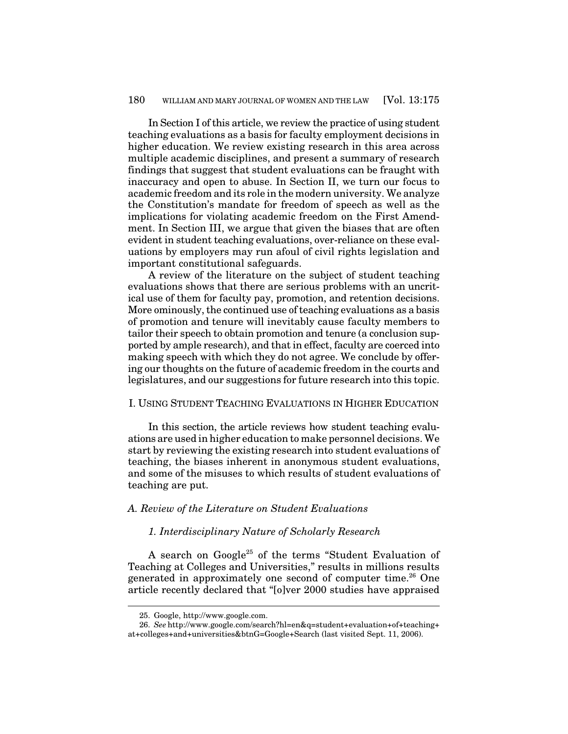In Section I of this article, we review the practice of using student teaching evaluations as a basis for faculty employment decisions in higher education. We review existing research in this area across multiple academic disciplines, and present a summary of research findings that suggest that student evaluations can be fraught with inaccuracy and open to abuse. In Section II, we turn our focus to academic freedom and its role in the modern university. We analyze the Constitution's mandate for freedom of speech as well as the implications for violating academic freedom on the First Amendment. In Section III, we argue that given the biases that are often evident in student teaching evaluations, over-reliance on these evaluations by employers may run afoul of civil rights legislation and important constitutional safeguards.

A review of the literature on the subject of student teaching evaluations shows that there are serious problems with an uncritical use of them for faculty pay, promotion, and retention decisions. More ominously, the continued use of teaching evaluations as a basis of promotion and tenure will inevitably cause faculty members to tailor their speech to obtain promotion and tenure (a conclusion supported by ample research), and that in effect, faculty are coerced into making speech with which they do not agree. We conclude by offering our thoughts on the future of academic freedom in the courts and legislatures, and our suggestions for future research into this topic.

## I. USING STUDENT TEACHING EVALUATIONS IN HIGHER EDUCATION

In this section, the article reviews how student teaching evaluations are used in higher education to make personnel decisions. We start by reviewing the existing research into student evaluations of teaching, the biases inherent in anonymous student evaluations, and some of the misuses to which results of student evaluations of teaching are put.

### *A. Review of the Literature on Student Evaluations*

#### *1. Interdisciplinary Nature of Scholarly Research*

A search on Google[25] of the terms "Student Evaluation of Teaching at Colleges and Universities," results in millions results generated in approximately one second of computer time.[26] One article recently declared that "[o]ver 2000 studies have appraised

---

25. Google, http://www.google.com.

26. *See* http://www.google.com/search?hl=en&q=student+evaluation+of+teaching+at+colleges+and+universities&btnG=Google+Search (last visited Sept. 11, 2006).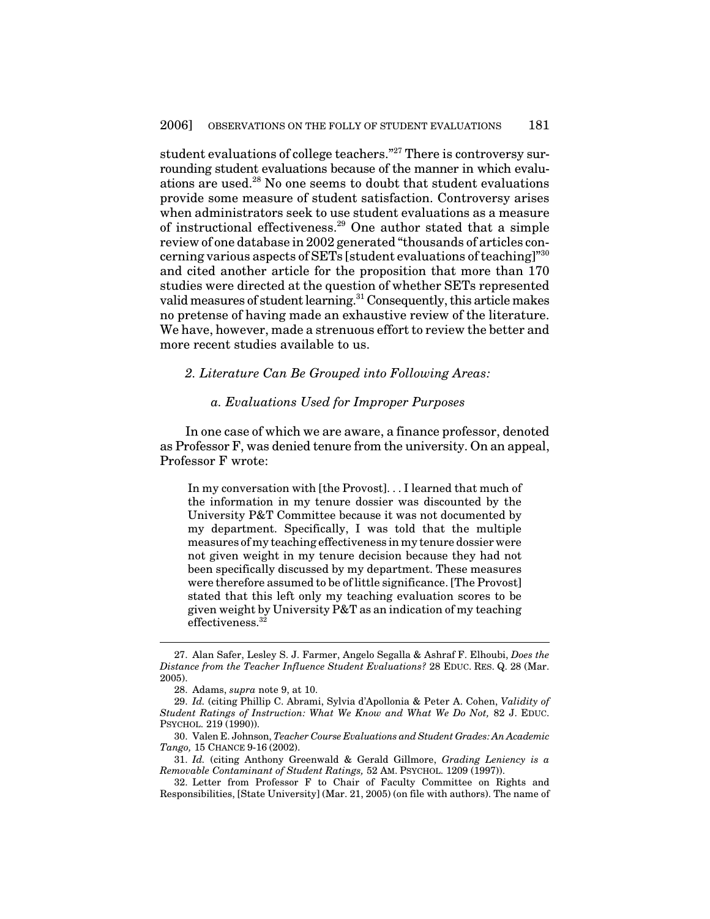student evaluations of college teachers."[27] There is controversy surrounding student evaluations because of the manner in which evaluations are used.[28] No one seems to doubt that student evaluations provide some measure of student satisfaction. Controversy arises when administrators seek to use student evaluations as a measure of instructional effectiveness.[29] One author stated that a simple review of one database in 2002 generated "thousands of articles concerning various aspects of SETs [student evaluations of teaching]"[30] and cited another article for the proposition that more than 170 studies were directed at the question of whether SETs represented valid measures of student learning.[31] Consequently, this article makes no pretense of having made an exhaustive review of the literature. We have, however, made a strenuous effort to review the better and more recent studies available to us.

### *2. Literature Can Be Grouped into Following Areas:*

#### *a. Evaluations Used for Improper Purposes*

In one case of which we are aware, a finance professor, denoted as Professor F, was denied tenure from the university. On an appeal, Professor F wrote:

> In my conversation with [the Provost]. . . I learned that much of the information in my tenure dossier was discounted by the University P&T Committee because it was not documented by my department. Specifically, I was told that the multiple measures of my teaching effectiveness in my tenure dossier were not given weight in my tenure decision because they had not been specifically discussed by my department. These measures were therefore assumed to be of little significance. [The Provost] stated that this left only my teaching evaluation scores to be given weight by University P&T as an indication of my teaching effectiveness.[32]

---

27. Alan Safer, Lesley S. J. Farmer, Angelo Segalla & Ashraf F. Elhoubi, *Does the Distance from the Teacher Influence Student Evaluations?* 28 EDUC. RES. Q. 28 (Mar. 2005).

28. Adams, *supra* note 9, at 10.

29. *Id.* (citing Phillip C. Abrami, Sylvia d'Apollonia & Peter A. Cohen, *Validity of Student Ratings of Instruction: What We Know and What We Do Not,* 82 J. EDUC. PSYCHOL. 219 (1990)).

30. Valen E. Johnson, *Teacher Course Evaluations and Student Grades: An Academic Tango,* 15 CHANCE 9-16 (2002).

31. *Id.* (citing Anthony Greenwald & Gerald Gillmore, *Grading Leniency is a Removable Contaminant of Student Ratings,* 52 AM. PSYCHOL. 1209 (1997)).

32. Letter from Professor F to Chair of Faculty Committee on Rights and Responsibilities, [State University] (Mar. 21, 2005) (on file with authors). The name of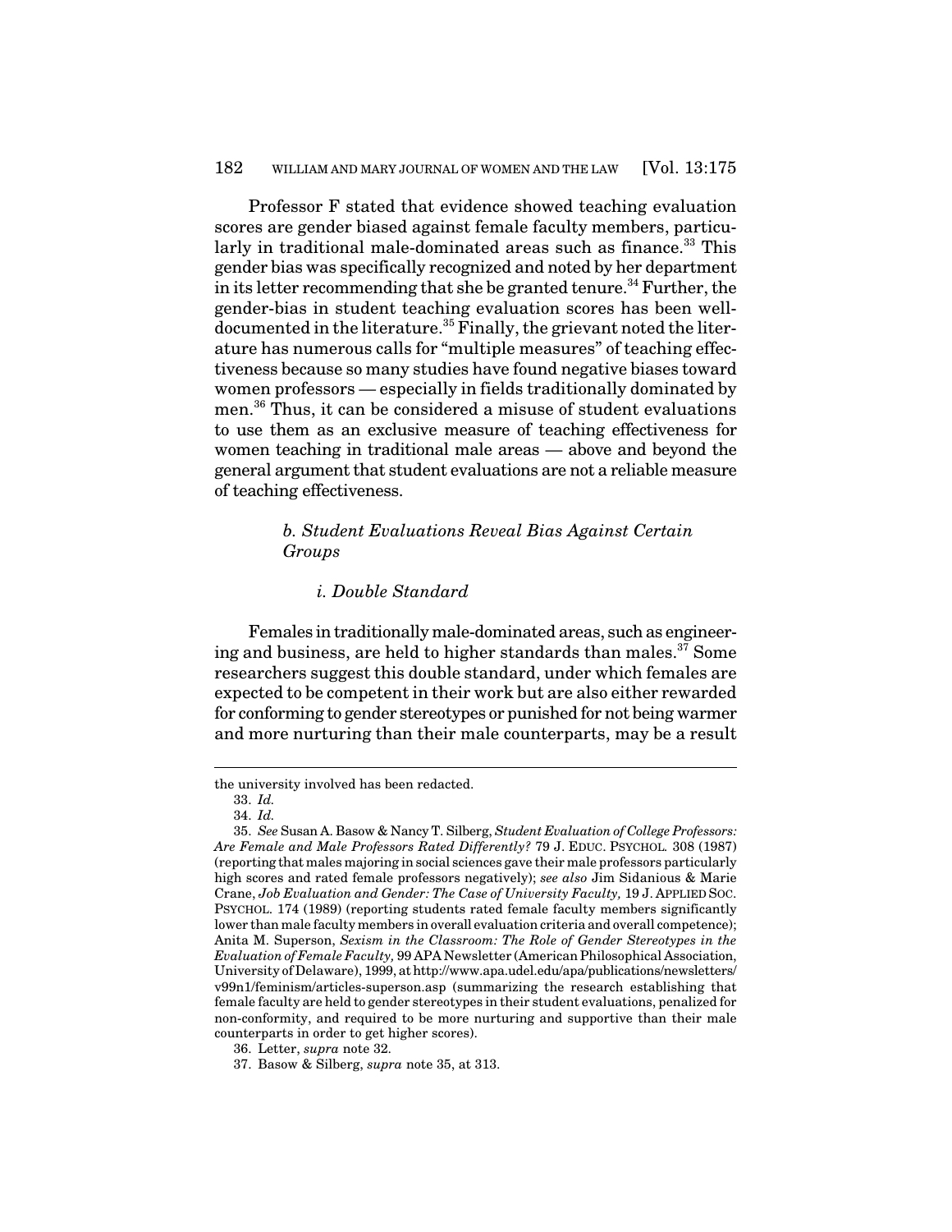Professor F stated that evidence showed teaching evaluation scores are gender biased against female faculty members, particularly in traditional male-dominated areas such as finance.[33] This gender bias was specifically recognized and noted by her department in its letter recommending that she be granted tenure.[34] Further, the gender-bias in student teaching evaluation scores has been well-documented in the literature.[35] Finally, the grievant noted the literature has numerous calls for "multiple measures" of teaching effectiveness because so many studies have found negative biases toward women professors — especially in fields traditionally dominated by men.[36] Thus, it can be considered a misuse of student evaluations to use them as an exclusive measure of teaching effectiveness for women teaching in traditional male areas — above and beyond the general argument that student evaluations are not a reliable measure of teaching effectiveness.

##### *b. Student Evaluations Reveal Bias Against Certain Groups*

###### *i. Double Standard*

Females in traditionally male-dominated areas, such as engineering and business, are held to higher standards than males.[37] Some researchers suggest this double standard, under which females are expected to be competent in their work but are also either rewarded for conforming to gender stereotypes or punished for not being warmer and more nurturing than their male counterparts, may be a result

---

the university involved has been redacted.

33. *Id.*

34. *Id.*

35. *See* Susan A. Basow & Nancy T. Silberg, *Student Evaluation of College Professors: Are Female and Male Professors Rated Differently?* 79 J. EDUC. PSYCHOL. 308 (1987) (reporting that males majoring in social sciences gave their male professors particularly high scores and rated female professors negatively); *see also* Jim Sidanious & Marie Crane, *Job Evaluation and Gender: The Case of University Faculty,* 19 J. APPLIED SOC. PSYCHOL. 174 (1989) (reporting students rated female faculty members significantly lower than male faculty members in overall evaluation criteria and overall competence); Anita M. Superson, *Sexism in the Classroom: The Role of Gender Stereotypes in the Evaluation of Female Faculty,* 99 APA Newsletter (American Philosophical Association, University of Delaware), 1999, at http://www.apa.udel.edu/apa/publications/newsletters/v99n1/feminism/articles-superson.asp (summarizing the research establishing that female faculty are held to gender stereotypes in their student evaluations, penalized for non-conformity, and required to be more nurturing and supportive than their male counterparts in order to get higher scores).

36. Letter, *supra* note 32.

37. Basow & Silberg, *supra* note 35, at 313.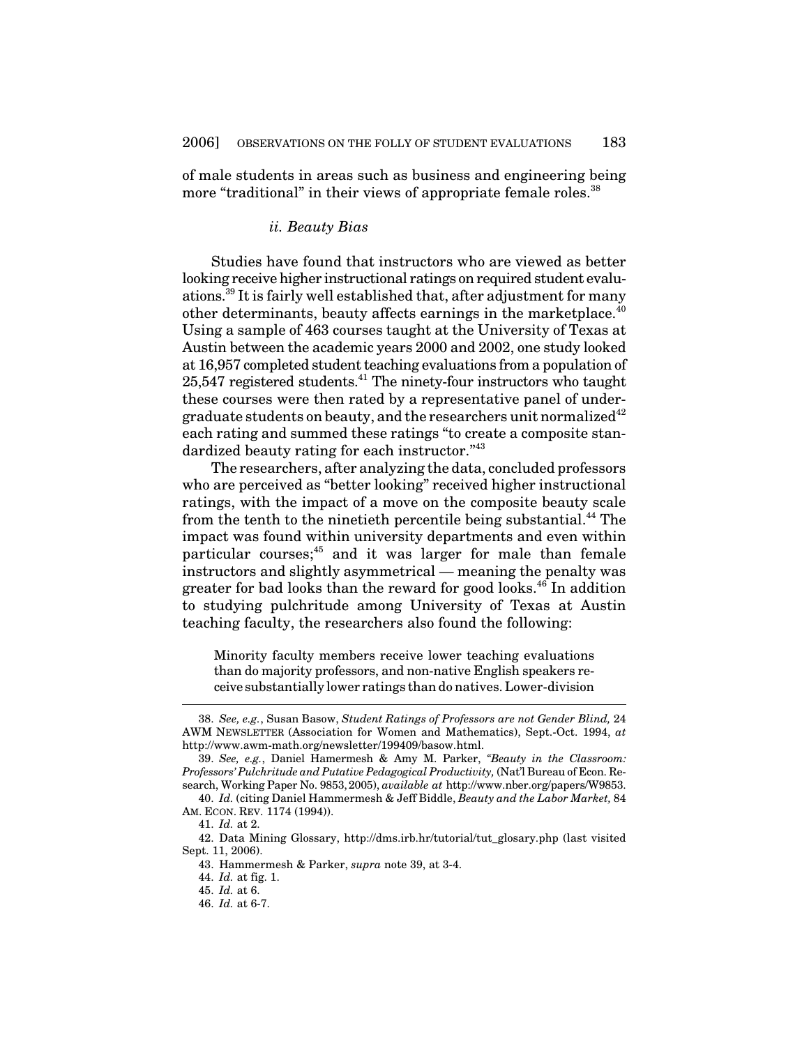of male students in areas such as business and engineering being more "traditional" in their views of appropriate female roles.[38]

#### *ii. Beauty Bias*

Studies have found that instructors who are viewed as better looking receive higher instructional ratings on required student evaluations.[39] It is fairly well established that, after adjustment for many other determinants, beauty affects earnings in the marketplace.[40] Using a sample of 463 courses taught at the University of Texas at Austin between the academic years 2000 and 2002, one study looked at 16,957 completed student teaching evaluations from a population of 25,547 registered students.[41] The ninety-four instructors who taught these courses were then rated by a representative panel of undergraduate students on beauty, and the researchers unit normalized[42] each rating and summed these ratings "to create a composite standardized beauty rating for each instructor."[43]

The researchers, after analyzing the data, concluded professors who are perceived as "better looking" received higher instructional ratings, with the impact of a move on the composite beauty scale from the tenth to the ninetieth percentile being substantial.[44] The impact was found within university departments and even within particular courses;[45] and it was larger for male than female instructors and slightly asymmetrical — meaning the penalty was greater for bad looks than the reward for good looks.[46] In addition to studying pulchritude among University of Texas at Austin teaching faculty, the researchers also found the following:

> Minority faculty members receive lower teaching evaluations than do majority professors, and non-native English speakers receive substantially lower ratings than do natives. Lower-division

---

38. *See, e.g.*, Susan Basow, *Student Ratings of Professors are not Gender Blind,* 24 AWM NEWSLETTER (Association for Women and Mathematics), Sept.-Oct. 1994, *at* http://www.awm-math.org/newsletter/199409/basow.html.

39. *See, e.g.*, Daniel Hamermesh & Amy M. Parker, *"Beauty in the Classroom: Professors' Pulchritude and Putative Pedagogical Productivity,* (Nat'l Bureau of Econ. Research, Working Paper No. 9853, 2005), *available at* http://www.nber.org/papers/W9853.

40. *Id.* (citing Daniel Hammermesh & Jeff Biddle, *Beauty and the Labor Market,* 84 AM. ECON. REV. 1174 (1994)).

41. *Id.* at 2.

42. Data Mining Glossary, http://dms.irb.hr/tutorial/tut_glosary.php (last visited Sept. 11, 2006).

43. Hammermesh & Parker, *supra* note 39, at 3-4.

44. *Id.* at fig. 1.

45. *Id.* at 6.

46. *Id.* at 6-7.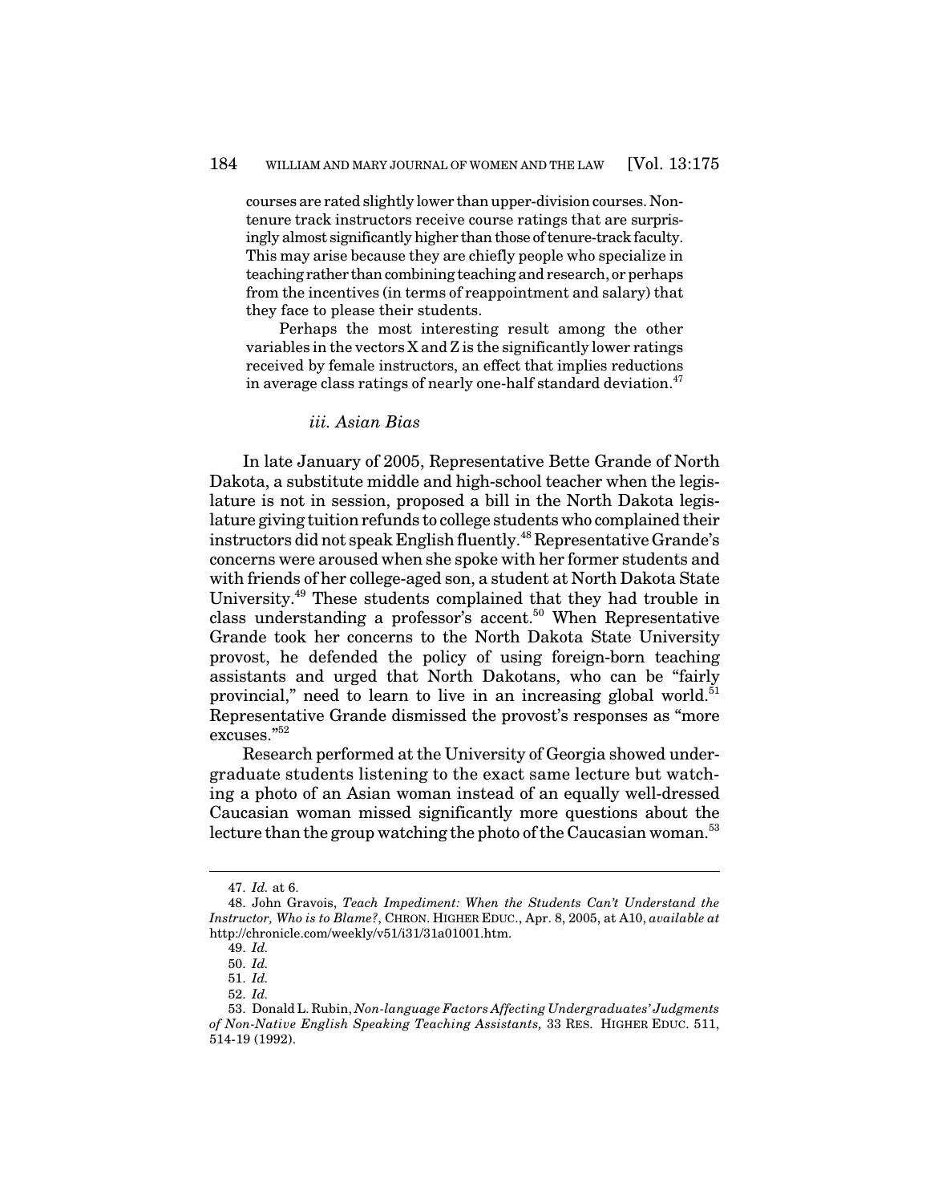courses are rated slightly lower than upper-division courses. Non-tenure track instructors receive course ratings that are surprisingly almost significantly higher than those of tenure-track faculty. This may arise because they are chiefly people who specialize in teaching rather than combining teaching and research, or perhaps from the incentives (in terms of reappointment and salary) that they face to please their students.

Perhaps the most interesting result among the other variables in the vectors X and Z is the significantly lower ratings received by female instructors, an effect that implies reductions in average class ratings of nearly one-half standard deviation.[47]

### *iii. Asian Bias*

In late January of 2005, Representative Bette Grande of North Dakota, a substitute middle and high-school teacher when the legislature is not in session, proposed a bill in the North Dakota legislature giving tuition refunds to college students who complained their instructors did not speak English fluently.[48] Representative Grande's concerns were aroused when she spoke with her former students and with friends of her college-aged son, a student at North Dakota State University.[49] These students complained that they had trouble in class understanding a professor's accent.[50] When Representative Grande took her concerns to the North Dakota State University provost, he defended the policy of using foreign-born teaching assistants and urged that North Dakotans, who can be "fairly provincial," need to learn to live in an increasing global world.[51] Representative Grande dismissed the provost's responses as "more excuses."[52]

Research performed at the University of Georgia showed undergraduate students listening to the exact same lecture but watching a photo of an Asian woman instead of an equally well-dressed Caucasian woman missed significantly more questions about the lecture than the group watching the photo of the Caucasian woman.[53]

---

47. *Id.* at 6.

48. John Gravois, *Teach Impediment: When the Students Can't Understand the Instructor, Who is to Blame?*, CHRON. HIGHER EDUC., Apr. 8, 2005, at A10, *available at* http://chronicle.com/weekly/v51/i31/31a01001.htm.

49. *Id.*

50. *Id.*

51. *Id.*

52. *Id.*

53. Donald L. Rubin, *Non-language Factors Affecting Undergraduates' Judgments of Non-Native English Speaking Teaching Assistants,* 33 RES. HIGHER EDUC. 511, 514-19 (1992).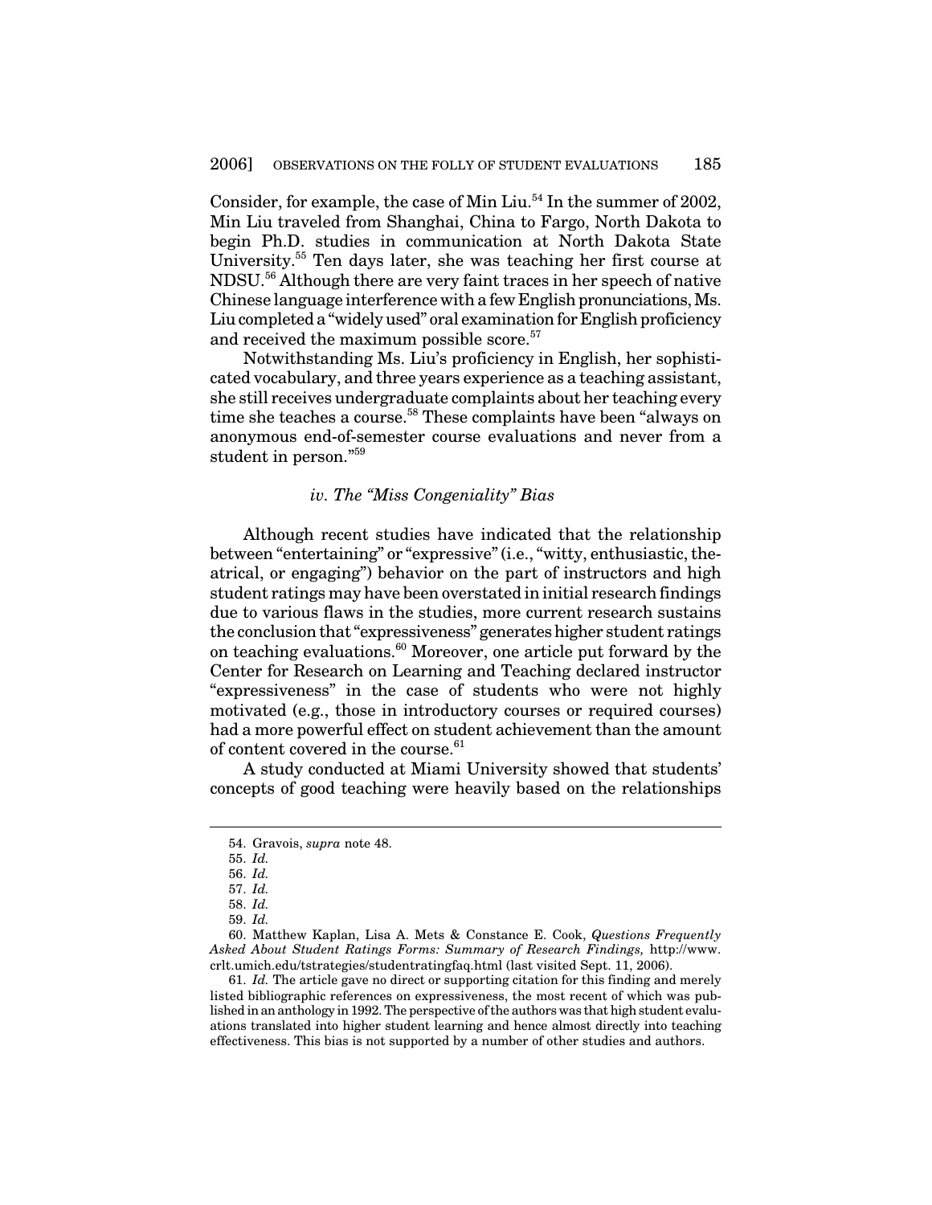Consider, for example, the case of Min Liu.[54] In the summer of 2002, Min Liu traveled from Shanghai, China to Fargo, North Dakota to begin Ph.D. studies in communication at North Dakota State University.[55] Ten days later, she was teaching her first course at NDSU.[56] Although there are very faint traces in her speech of native Chinese language interference with a few English pronunciations, Ms. Liu completed a "widely used" oral examination for English proficiency and received the maximum possible score.[57]

Notwithstanding Ms. Liu's proficiency in English, her sophisticated vocabulary, and three years experience as a teaching assistant, she still receives undergraduate complaints about her teaching every time she teaches a course.[58] These complaints have been "always on anonymous end-of-semester course evaluations and never from a student in person."[59]

### *iv. The "Miss Congeniality" Bias*

Although recent studies have indicated that the relationship between "entertaining" or "expressive" (i.e., "witty, enthusiastic, theatrical, or engaging") behavior on the part of instructors and high student ratings may have been overstated in initial research findings due to various flaws in the studies, more current research sustains the conclusion that "expressiveness" generates higher student ratings on teaching evaluations.[60] Moreover, one article put forward by the Center for Research on Learning and Teaching declared instructor "expressiveness" in the case of students who were not highly motivated (e.g., those in introductory courses or required courses) had a more powerful effect on student achievement than the amount of content covered in the course.[61]

A study conducted at Miami University showed that students' concepts of good teaching were heavily based on the relationships

---

54. Gravois, *supra* note 48.

55. *Id.*

56. *Id.*

57. *Id.*

58. *Id.*

59. *Id.*

60. Matthew Kaplan, Lisa A. Mets & Constance E. Cook, *Questions Frequently Asked About Student Ratings Forms: Summary of Research Findings,* http://www.crlt.umich.edu/tstrategies/studentratingfaq.html (last visited Sept. 11, 2006).

61. *Id.* The article gave no direct or supporting citation for this finding and merely listed bibliographic references on expressiveness, the most recent of which was published in an anthology in 1992. The perspective of the authors was that high student evaluations translated into higher student learning and hence almost directly into teaching effectiveness. This bias is not supported by a number of other studies and authors.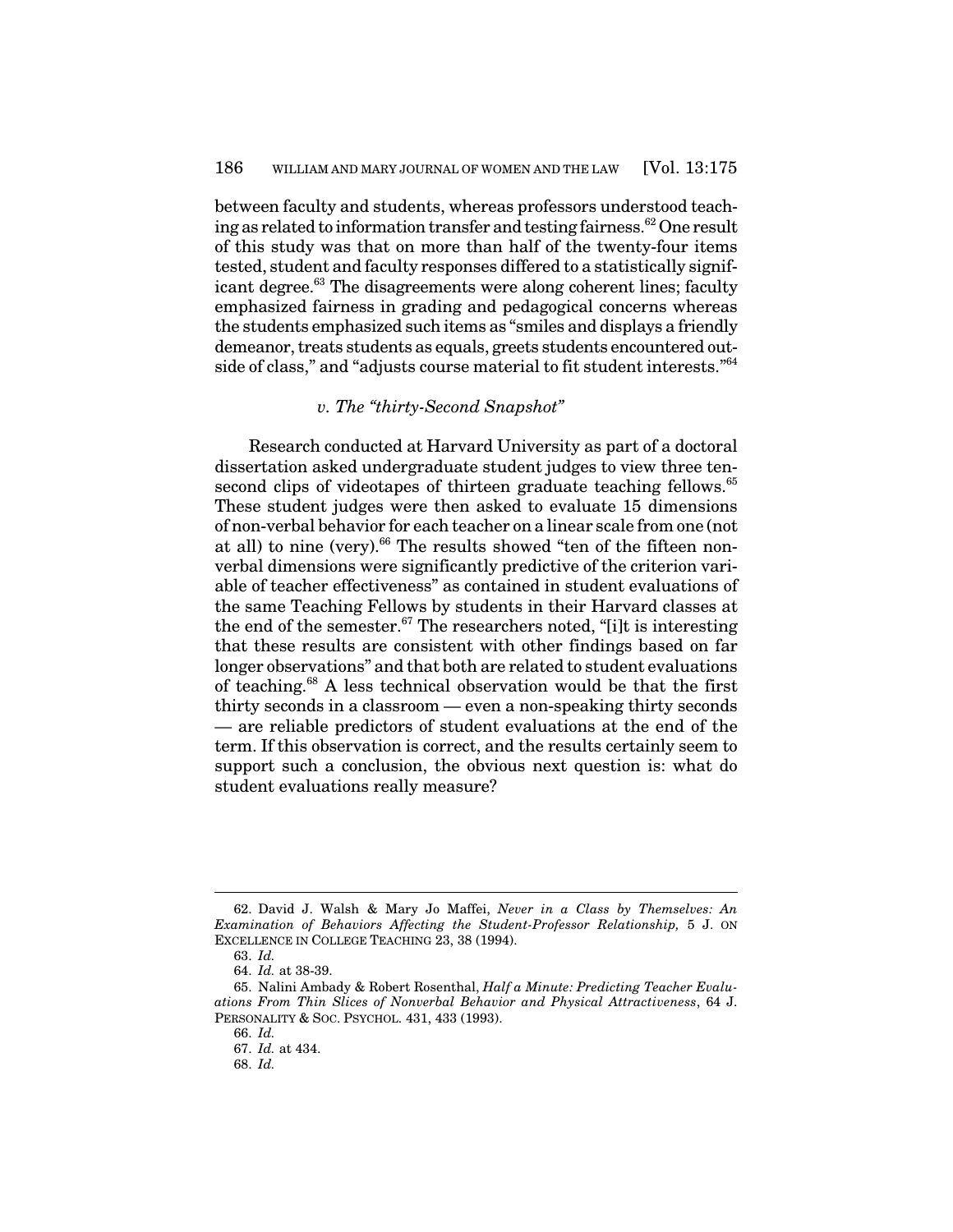between faculty and students, whereas professors understood teaching as related to information transfer and testing fairness.[62] One result of this study was that on more than half of the twenty-four items tested, student and faculty responses differed to a statistically significant degree.[63] The disagreements were along coherent lines; faculty emphasized fairness in grading and pedagogical concerns whereas the students emphasized such items as "smiles and displays a friendly demeanor, treats students as equals, greets students encountered outside of class," and "adjusts course material to fit student interests."[64]

#### *v. The "thirty-Second Snapshot"*

Research conducted at Harvard University as part of a doctoral dissertation asked undergraduate student judges to view three ten-second clips of videotapes of thirteen graduate teaching fellows.[65] These student judges were then asked to evaluate 15 dimensions of non-verbal behavior for each teacher on a linear scale from one (not at all) to nine (very).[66] The results showed "ten of the fifteen non-verbal dimensions were significantly predictive of the criterion variable of teacher effectiveness" as contained in student evaluations of the same Teaching Fellows by students in their Harvard classes at the end of the semester.[67] The researchers noted, "[i]t is interesting that these results are consistent with other findings based on far longer observations" and that both are related to student evaluations of teaching.[68] A less technical observation would be that the first thirty seconds in a classroom — even a non-speaking thirty seconds — are reliable predictors of student evaluations at the end of the term. If this observation is correct, and the results certainly seem to support such a conclusion, the obvious next question is: what do student evaluations really measure?

---

62. David J. Walsh & Mary Jo Maffei, *Never in a Class by Themselves: An Examination of Behaviors Affecting the Student-Professor Relationship,* 5 J. ON EXCELLENCE IN COLLEGE TEACHING 23, 38 (1994).

63. *Id.*

64. *Id.* at 38-39.

65. Nalini Ambady & Robert Rosenthal, *Half a Minute: Predicting Teacher Evaluations From Thin Slices of Nonverbal Behavior and Physical Attractiveness*, 64 J. PERSONALITY & SOC. PSYCHOL. 431, 433 (1993).

66. *Id.*

67. *Id.* at 434.

68. *Id.*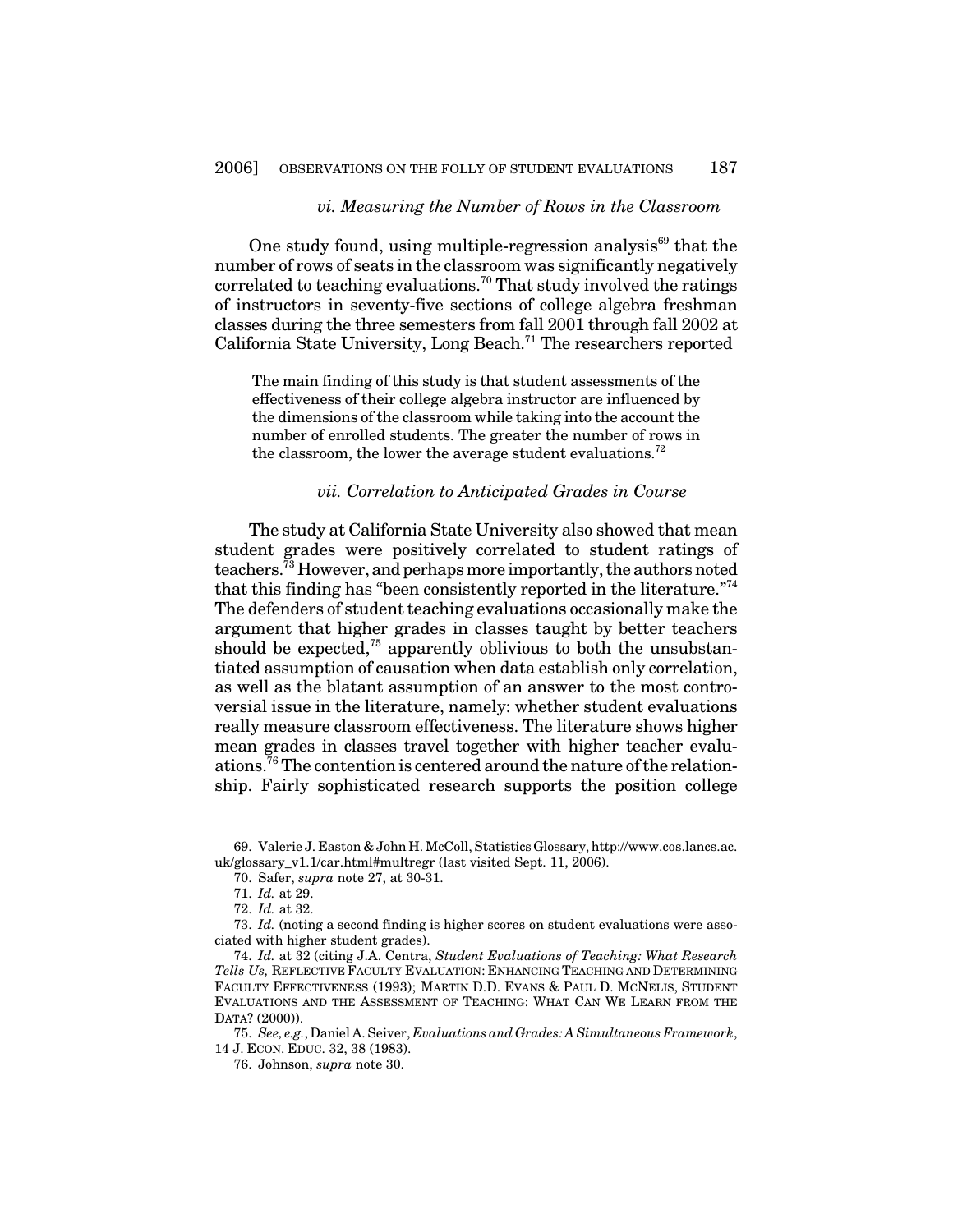### *vi. Measuring the Number of Rows in the Classroom*

One study found, using multiple-regression analysis[69] that the number of rows of seats in the classroom was significantly negatively correlated to teaching evaluations.[70] That study involved the ratings of instructors in seventy-five sections of college algebra freshman classes during the three semesters from fall 2001 through fall 2002 at California State University, Long Beach.[71] The researchers reported

> The main finding of this study is that student assessments of the effectiveness of their college algebra instructor are influenced by the dimensions of the classroom while taking into the account the number of enrolled students. The greater the number of rows in the classroom, the lower the average student evaluations.[72]

### *vii. Correlation to Anticipated Grades in Course*

The study at California State University also showed that mean student grades were positively correlated to student ratings of teachers.[73] However, and perhaps more importantly, the authors noted that this finding has "been consistently reported in the literature."[74] The defenders of student teaching evaluations occasionally make the argument that higher grades in classes taught by better teachers should be expected,[75] apparently oblivious to both the unsubstantiated assumption of causation when data establish only correlation, as well as the blatant assumption of an answer to the most controversial issue in the literature, namely: whether student evaluations really measure classroom effectiveness. The literature shows higher mean grades in classes travel together with higher teacher evaluations.[76] The contention is centered around the nature of the relationship. Fairly sophisticated research supports the position college

---

69. Valerie J. Easton & John H. McColl, Statistics Glossary, http://www.cos.lancs.ac.uk/glossary_v1.1/car.html#multregr (last visited Sept. 11, 2006).

70. Safer, *supra* note 27, at 30-31.

71. *Id.* at 29.

72. *Id.* at 32.

73. *Id.* (noting a second finding is higher scores on student evaluations were associated with higher student grades).

74. *Id.* at 32 (citing J.A. Centra, *Student Evaluations of Teaching: What Research Tells Us,* REFLECTIVE FACULTY EVALUATION: ENHANCING TEACHING AND DETERMINING FACULTY EFFECTIVENESS (1993); MARTIN D.D. EVANS & PAUL D. MCNELIS, STUDENT EVALUATIONS AND THE ASSESSMENT OF TEACHING: WHAT CAN WE LEARN FROM THE DATA? (2000)).

75. *See, e.g.*, Daniel A. Seiver, *Evaluations and Grades: A Simultaneous Framework*, 14 J. ECON. EDUC. 32, 38 (1983).

76. Johnson, *supra* note 30.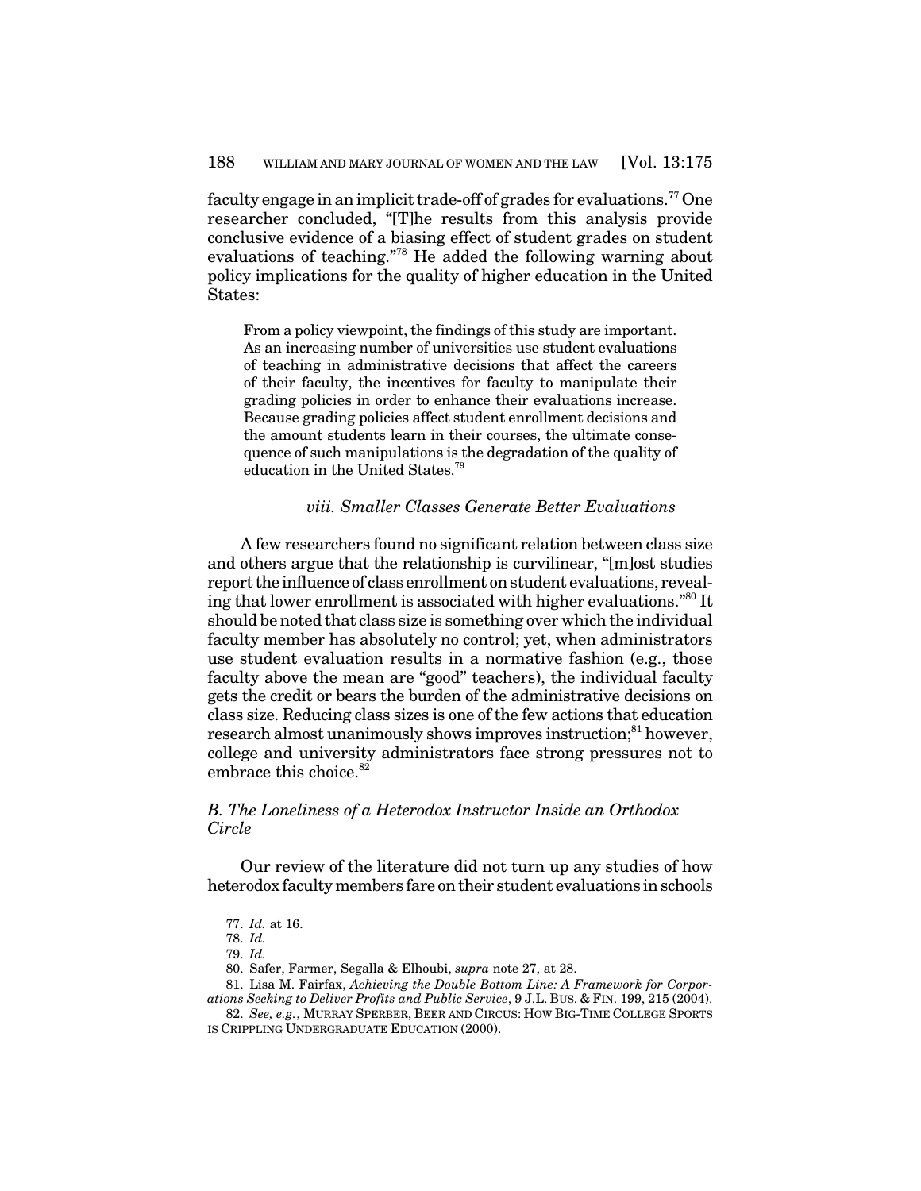faculty engage in an implicit trade-off of grades for evaluations.[77] One researcher concluded, "[T]he results from this analysis provide conclusive evidence of a biasing effect of student grades on student evaluations of teaching."[78] He added the following warning about policy implications for the quality of higher education in the United States:

> From a policy viewpoint, the findings of this study are important. As an increasing number of universities use student evaluations of teaching in administrative decisions that affect the careers of their faculty, the incentives for faculty to manipulate their grading policies in order to enhance their evaluations increase. Because grading policies affect student enrollment decisions and the amount students learn in their courses, the ultimate consequence of such manipulations is the degradation of the quality of education in the United States.[79]

#### *viii. Smaller Classes Generate Better Evaluations*

A few researchers found no significant relation between class size and others argue that the relationship is curvilinear, "[m]ost studies report the influence of class enrollment on student evaluations, revealing that lower enrollment is associated with higher evaluations."[80] It should be noted that class size is something over which the individual faculty member has absolutely no control; yet, when administrators use student evaluation results in a normative fashion (e.g., those faculty above the mean are "good" teachers), the individual faculty gets the credit or bears the burden of the administrative decisions on class size. Reducing class sizes is one of the few actions that education research almost unanimously shows improves instruction;[81] however, college and university administrators face strong pressures not to embrace this choice.[82]

### *B. The Loneliness of a Heterodox Instructor Inside an Orthodox Circle*

Our review of the literature did not turn up any studies of how heterodox faculty members fare on their student evaluations in schools

---

77. *Id.* at 16.

78. *Id.*

79. *Id.*

80. Safer, Farmer, Segalla & Elhoubi, *supra* note 27, at 28.

81. Lisa M. Fairfax, *Achieving the Double Bottom Line: A Framework for Corporations Seeking to Deliver Profits and Public Service*, 9 J.L. BUS. & FIN. 199, 215 (2004).

82. *See, e.g.*, MURRAY SPERBER, BEER AND CIRCUS: HOW BIG-TIME COLLEGE SPORTS IS CRIPPLING UNDERGRADUATE EDUCATION (2000).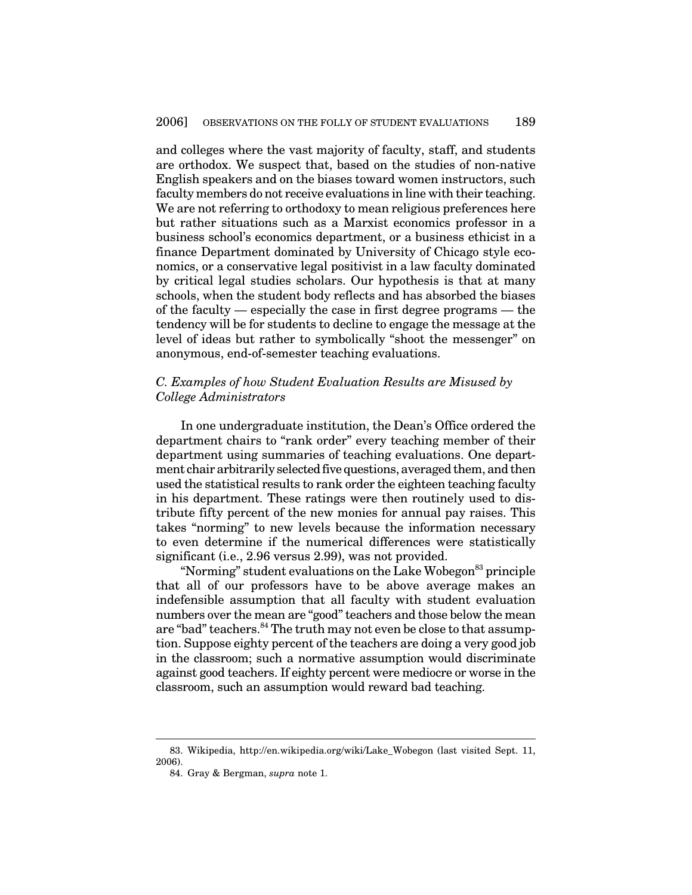and colleges where the vast majority of faculty, staff, and students are orthodox. We suspect that, based on the studies of non-native English speakers and on the biases toward women instructors, such faculty members do not receive evaluations in line with their teaching. We are not referring to orthodoxy to mean religious preferences here but rather situations such as a Marxist economics professor in a business school's economics department, or a business ethicist in a finance Department dominated by University of Chicago style economics, or a conservative legal positivist in a law faculty dominated by critical legal studies scholars. Our hypothesis is that at many schools, when the student body reflects and has absorbed the biases of the faculty — especially the case in first degree programs — the tendency will be for students to decline to engage the message at the level of ideas but rather to symbolically "shoot the messenger" on anonymous, end-of-semester teaching evaluations.

### *C. Examples of how Student Evaluation Results are Misused by College Administrators*

In one undergraduate institution, the Dean's Office ordered the department chairs to "rank order" every teaching member of their department using summaries of teaching evaluations. One department chair arbitrarily selected five questions, averaged them, and then used the statistical results to rank order the eighteen teaching faculty in his department. These ratings were then routinely used to distribute fifty percent of the new monies for annual pay raises. This takes "norming" to new levels because the information necessary to even determine if the numerical differences were statistically significant (i.e., 2.96 versus 2.99), was not provided.

"Norming" student evaluations on the Lake Wobegon[83] principle that all of our professors have to be above average makes an indefensible assumption that all faculty with student evaluation numbers over the mean are "good" teachers and those below the mean are "bad" teachers.[84] The truth may not even be close to that assumption. Suppose eighty percent of the teachers are doing a very good job in the classroom; such a normative assumption would discriminate against good teachers. If eighty percent were mediocre or worse in the classroom, such an assumption would reward bad teaching.

---

83. Wikipedia, http://en.wikipedia.org/wiki/Lake_Wobegon (last visited Sept. 11, 2006).

84. Gray & Bergman, *supra* note 1.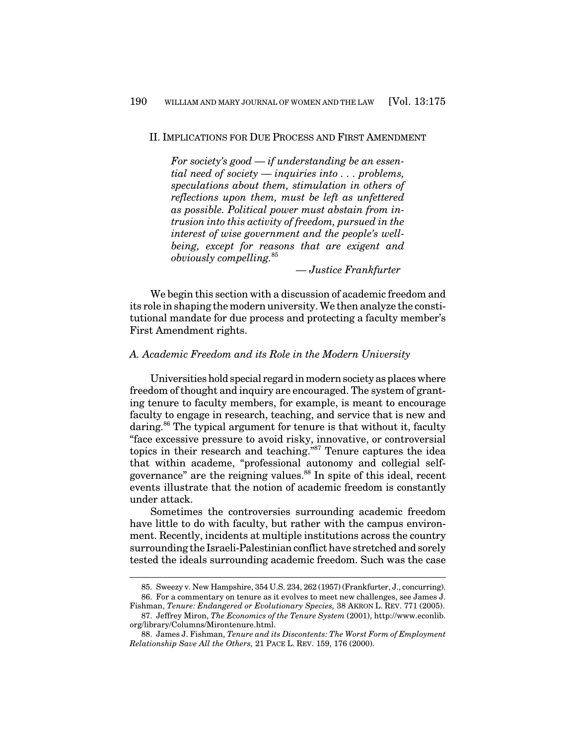## II. IMPLICATIONS FOR DUE PROCESS AND FIRST AMENDMENT

> *For society's good — if understanding be an essential need of society — inquiries into . . . problems, speculations about them, stimulation in others of reflections upon them, must be left as unfettered as possible. Political power must abstain from intrusion into this activity of freedom, pursued in the interest of wise government and the people's well-being, except for reasons that are exigent and obviously compelling.*[85]
>
> — *Justice Frankfurter*

We begin this section with a discussion of academic freedom and its role in shaping the modern university. We then analyze the constitutional mandate for due process and protecting a faculty member's First Amendment rights.

### *A. Academic Freedom and its Role in the Modern University*

Universities hold special regard in modern society as places where freedom of thought and inquiry are encouraged. The system of granting tenure to faculty members, for example, is meant to encourage faculty to engage in research, teaching, and service that is new and daring.[86] The typical argument for tenure is that without it, faculty "face excessive pressure to avoid risky, innovative, or controversial topics in their research and teaching."[87] Tenure captures the idea that within academe, "professional autonomy and collegial self-governance" are the reigning values.[88] In spite of this ideal, recent events illustrate that the notion of academic freedom is constantly under attack.

Sometimes the controversies surrounding academic freedom have little to do with faculty, but rather with the campus environment. Recently, incidents at multiple institutions across the country surrounding the Israeli-Palestinian conflict have stretched and sorely tested the ideals surrounding academic freedom. Such was the case

---

85. Sweezy v. New Hampshire, 354 U.S. 234, 262 (1957) (Frankfurter, J., concurring).

86. For a commentary on tenure as it evolves to meet new challenges, see James J. Fishman, *Tenure: Endangered or Evolutionary Species,* 38 AKRON L. REV. 771 (2005).

87. Jeffrey Miron, *The Economics of the Tenure System* (2001), http://www.econlib.org/library/Columns/Mirontenure.html.

88. James J. Fishman, *Tenure and its Discontents: The Worst Form of Employment Relationship Save All the Others,* 21 PACE L. REV. 159, 176 (2000).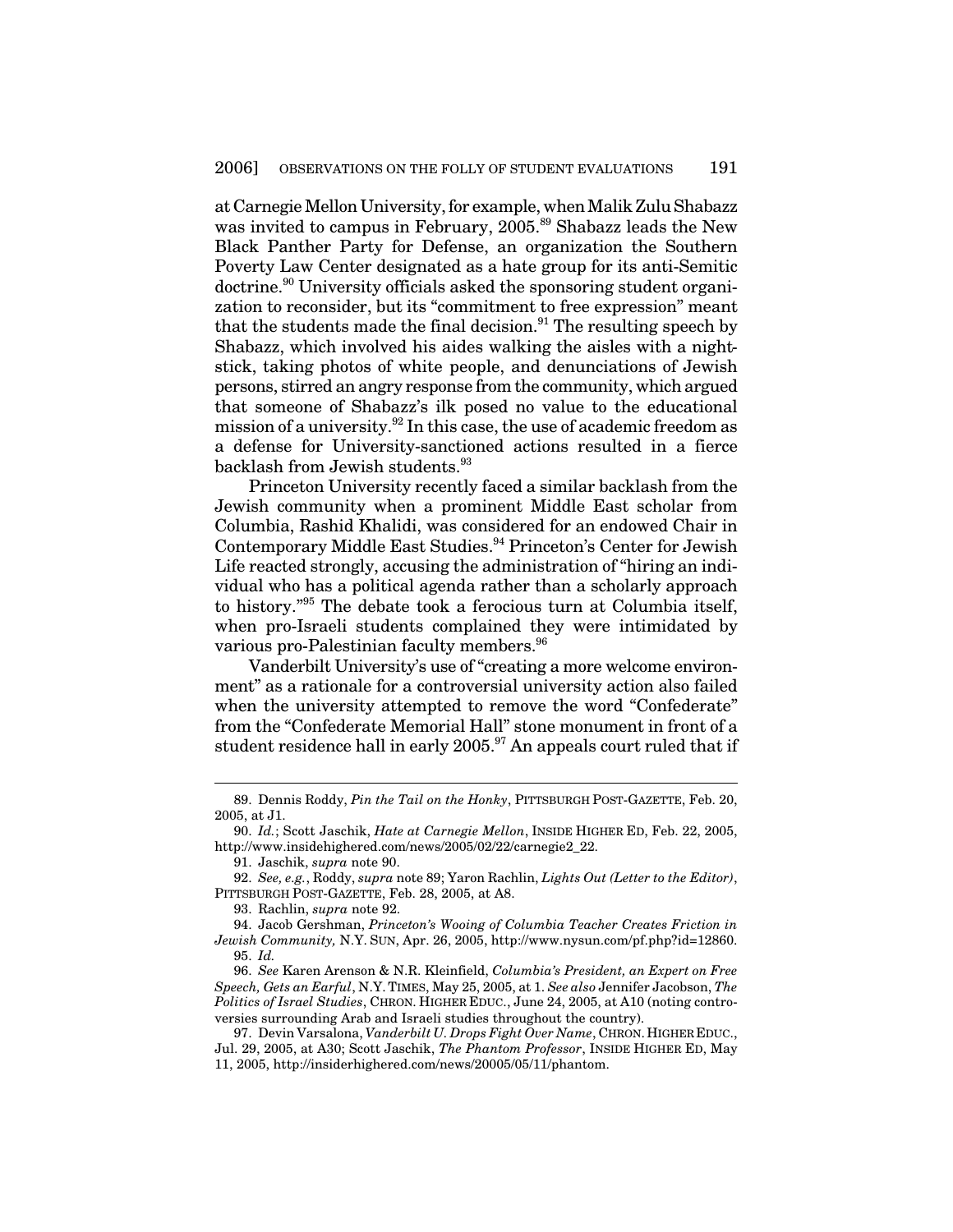at Carnegie Mellon University, for example, when Malik Zulu Shabazz was invited to campus in February, 2005.[89] Shabazz leads the New Black Panther Party for Defense, an organization the Southern Poverty Law Center designated as a hate group for its anti-Semitic doctrine.[90] University officials asked the sponsoring student organization to reconsider, but its "commitment to free expression" meant that the students made the final decision.[91] The resulting speech by Shabazz, which involved his aides walking the aisles with a nightstick, taking photos of white people, and denunciations of Jewish persons, stirred an angry response from the community, which argued that someone of Shabazz's ilk posed no value to the educational mission of a university.[92] In this case, the use of academic freedom as a defense for University-sanctioned actions resulted in a fierce backlash from Jewish students.[93]

Princeton University recently faced a similar backlash from the Jewish community when a prominent Middle East scholar from Columbia, Rashid Khalidi, was considered for an endowed Chair in Contemporary Middle East Studies.[94] Princeton's Center for Jewish Life reacted strongly, accusing the administration of "hiring an individual who has a political agenda rather than a scholarly approach to history."[95] The debate took a ferocious turn at Columbia itself, when pro-Israeli students complained they were intimidated by various pro-Palestinian faculty members.[96]

Vanderbilt University's use of "creating a more welcome environment" as a rationale for a controversial university action also failed when the university attempted to remove the word "Confederate" from the "Confederate Memorial Hall" stone monument in front of a student residence hall in early 2005.[97] An appeals court ruled that if

---

89. Dennis Roddy, *Pin the Tail on the Honky*, PITTSBURGH POST-GAZETTE, Feb. 20, 2005, at J1.

90. *Id.*; Scott Jaschik, *Hate at Carnegie Mellon*, INSIDE HIGHER ED, Feb. 22, 2005, http://www.insidehighered.com/news/2005/02/22/carnegie2_22.

91. Jaschik, *supra* note 90.

92. *See, e.g.*, Roddy, *supra* note 89; Yaron Rachlin, *Lights Out (Letter to the Editor)*, PITTSBURGH POST-GAZETTE, Feb. 28, 2005, at A8.

93. Rachlin, *supra* note 92.

94. Jacob Gershman, *Princeton's Wooing of Columbia Teacher Creates Friction in Jewish Community,* N.Y. SUN, Apr. 26, 2005, http://www.nysun.com/pf.php?id=12860.

95. *Id.*

96. *See* Karen Arenson & N.R. Kleinfield, *Columbia's President, an Expert on Free Speech, Gets an Earful*, N.Y. TIMES, May 25, 2005, at 1. *See also* Jennifer Jacobson, *The Politics of Israel Studies*, CHRON. HIGHER EDUC., June 24, 2005, at A10 (noting controversies surrounding Arab and Israeli studies throughout the country).

97. Devin Varsalona, *Vanderbilt U. Drops Fight Over Name*, CHRON. HIGHER EDUC., Jul. 29, 2005, at A30; Scott Jaschik, *The Phantom Professor*, INSIDE HIGHER ED, May 11, 2005, http://insiderhighered.com/news/20005/05/11/phantom.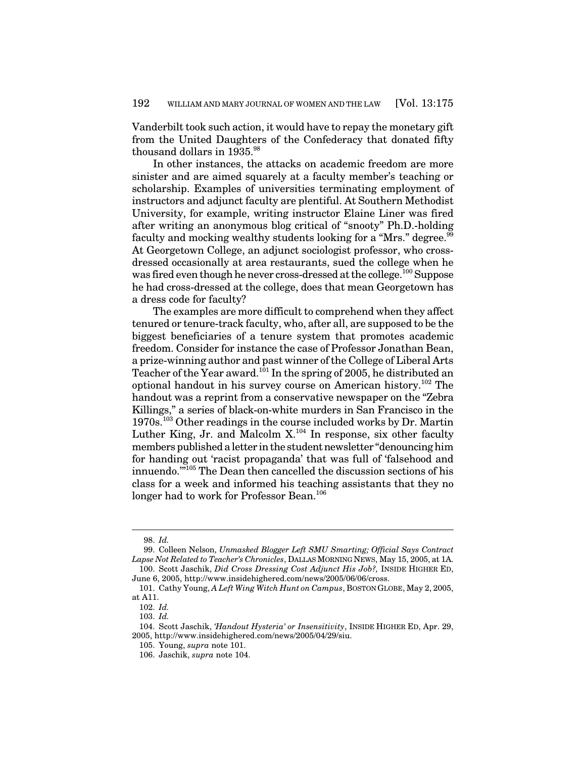Vanderbilt took such action, it would have to repay the monetary gift from the United Daughters of the Confederacy that donated fifty thousand dollars in 1935.[98]

In other instances, the attacks on academic freedom are more sinister and are aimed squarely at a faculty member's teaching or scholarship. Examples of universities terminating employment of instructors and adjunct faculty are plentiful. At Southern Methodist University, for example, writing instructor Elaine Liner was fired after writing an anonymous blog critical of "snooty" Ph.D.-holding faculty and mocking wealthy students looking for a "Mrs." degree.[99] At Georgetown College, an adjunct sociologist professor, who cross-dressed occasionally at area restaurants, sued the college when he was fired even though he never cross-dressed at the college.[100] Suppose he had cross-dressed at the college, does that mean Georgetown has a dress code for faculty?

The examples are more difficult to comprehend when they affect tenured or tenure-track faculty, who, after all, are supposed to be the biggest beneficiaries of a tenure system that promotes academic freedom. Consider for instance the case of Professor Jonathan Bean, a prize-winning author and past winner of the College of Liberal Arts Teacher of the Year award.[101] In the spring of 2005, he distributed an optional handout in his survey course on American history.[102] The handout was a reprint from a conservative newspaper on the "Zebra Killings," a series of black-on-white murders in San Francisco in the 1970s.[103] Other readings in the course included works by Dr. Martin Luther King, Jr. and Malcolm X.[104] In response, six other faculty members published a letter in the student newsletter "denouncing him for handing out 'racist propaganda' that was full of 'falsehood and innuendo.'"[105] The Dean then cancelled the discussion sections of his class for a week and informed his teaching assistants that they no longer had to work for Professor Bean.[106]

---

98. *Id.*

99. Colleen Nelson, *Unmasked Blogger Left SMU Smarting; Official Says Contract Lapse Not Related to Teacher's Chronicles*, DALLAS MORNING NEWS, May 15, 2005, at 1A.

100. Scott Jaschik, *Did Cross Dressing Cost Adjunct His Job?,* INSIDE HIGHER ED, June 6, 2005, http://www.insidehighered.com/news/2005/06/06/cross.

101. Cathy Young, *A Left Wing Witch Hunt on Campus*, BOSTON GLOBE, May 2, 2005, at A11.

102. *Id.*

103. *Id.*

104. Scott Jaschik, *'Handout Hysteria' or Insensitivity*, INSIDE HIGHER ED, Apr. 29, 2005, http://www.insidehighered.com/news/2005/04/29/siu.

105. Young, *supra* note 101.

106. Jaschik, *supra* note 104.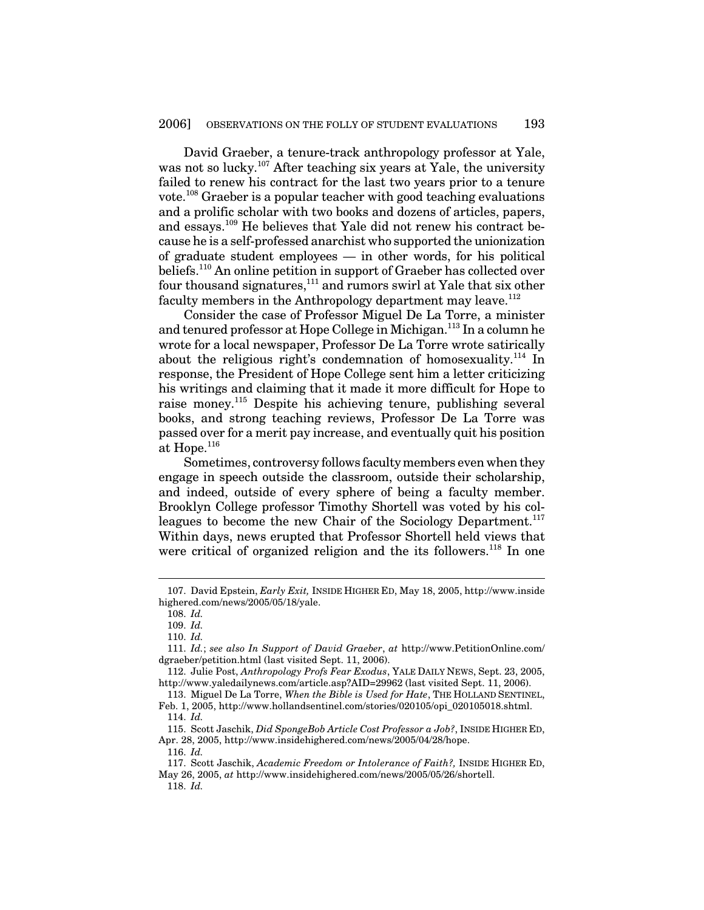David Graeber, a tenure-track anthropology professor at Yale, was not so lucky.[107] After teaching six years at Yale, the university failed to renew his contract for the last two years prior to a tenure vote.[108] Graeber is a popular teacher with good teaching evaluations and a prolific scholar with two books and dozens of articles, papers, and essays.[109] He believes that Yale did not renew his contract because he is a self-professed anarchist who supported the unionization of graduate student employees — in other words, for his political beliefs.[110] An online petition in support of Graeber has collected over four thousand signatures,[111] and rumors swirl at Yale that six other faculty members in the Anthropology department may leave.[112]

Consider the case of Professor Miguel De La Torre, a minister and tenured professor at Hope College in Michigan.[113] In a column he wrote for a local newspaper, Professor De La Torre wrote satirically about the religious right's condemnation of homosexuality.[114] In response, the President of Hope College sent him a letter criticizing his writings and claiming that it made it more difficult for Hope to raise money.[115] Despite his achieving tenure, publishing several books, and strong teaching reviews, Professor De La Torre was passed over for a merit pay increase, and eventually quit his position at Hope.[116]

Sometimes, controversy follows faculty members even when they engage in speech outside the classroom, outside their scholarship, and indeed, outside of every sphere of being a faculty member. Brooklyn College professor Timothy Shortell was voted by his colleagues to become the new Chair of the Sociology Department.[117] Within days, news erupted that Professor Shortell held views that were critical of organized religion and the its followers.[118] In one

---

107. David Epstein, *Early Exit,* INSIDE HIGHER ED, May 18, 2005, http://www.insidehighered.com/news/2005/05/18/yale.

108. *Id.*

109. *Id.*

110. *Id.*

111. *Id.*; *see also In Support of David Graeber*, *at* http://www.PetitionOnline.com/dgraeber/petition.html (last visited Sept. 11, 2006).

112. Julie Post, *Anthropology Profs Fear Exodus*, YALE DAILY NEWS, Sept. 23, 2005, http://www.yaledailynews.com/article.asp?AID=29962 (last visited Sept. 11, 2006).

113. Miguel De La Torre, *When the Bible is Used for Hate*, THE HOLLAND SENTINEL, Feb. 1, 2005, http://www.hollandsentinel.com/stories/020105/opi_020105018.shtml.

114. *Id.*

115. Scott Jaschik, *Did SpongeBob Article Cost Professor a Job?*, INSIDE HIGHER ED, Apr. 28, 2005, http://www.insidehighered.com/news/2005/04/28/hope.

116. *Id.*

117. Scott Jaschik, *Academic Freedom or Intolerance of Faith?,* INSIDE HIGHER ED, May 26, 2005, *at* http://www.insidehighered.com/news/2005/05/26/shortell.

118. *Id.*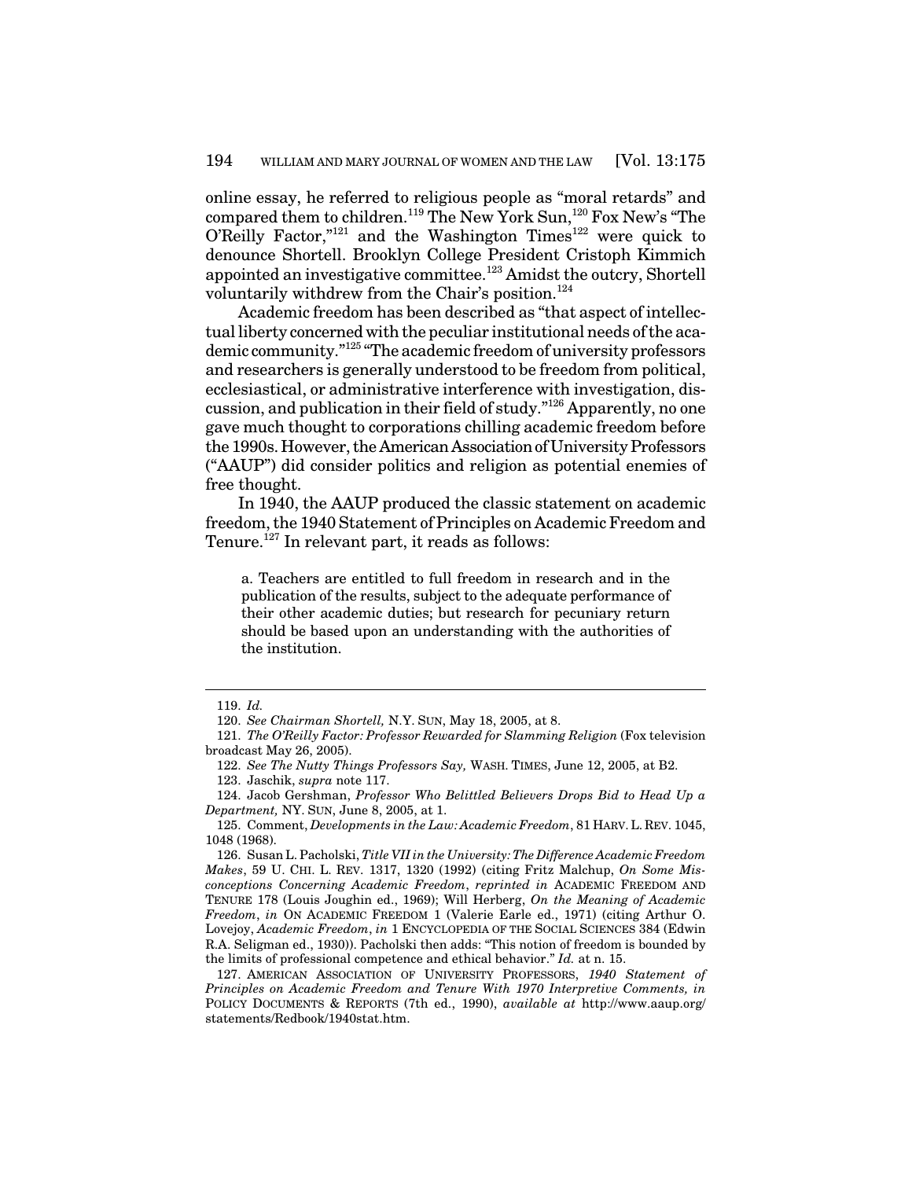online essay, he referred to religious people as "moral retards" and compared them to children.[119] The New York Sun,[120] Fox New's "The O'Reilly Factor,"[121] and the Washington Times[122] were quick to denounce Shortell. Brooklyn College President Cristoph Kimmich appointed an investigative committee.[123] Amidst the outcry, Shortell voluntarily withdrew from the Chair's position.[124]

Academic freedom has been described as "that aspect of intellectual liberty concerned with the peculiar institutional needs of the academic community."[125] "The academic freedom of university professors and researchers is generally understood to be freedom from political, ecclesiastical, or administrative interference with investigation, discussion, and publication in their field of study."[126] Apparently, no one gave much thought to corporations chilling academic freedom before the 1990s. However, the American Association of University Professors ("AAUP") did consider politics and religion as potential enemies of free thought.

In 1940, the AAUP produced the classic statement on academic freedom, the 1940 Statement of Principles on Academic Freedom and Tenure.[127] In relevant part, it reads as follows:

> a. Teachers are entitled to full freedom in research and in the publication of the results, subject to the adequate performance of their other academic duties; but research for pecuniary return should be based upon an understanding with the authorities of the institution.

---

119. *Id.*

120. *See Chairman Shortell,* N.Y. SUN, May 18, 2005, at 8.

121. *The O'Reilly Factor: Professor Rewarded for Slamming Religion* (Fox television broadcast May 26, 2005).

122. *See The Nutty Things Professors Say,* WASH. TIMES, June 12, 2005, at B2.

123. Jaschik, *supra* note 117.

124. Jacob Gershman, *Professor Who Belittled Believers Drops Bid to Head Up a Department,* NY. SUN, June 8, 2005, at 1.

125. Comment, *Developments in the Law: Academic Freedom*, 81 HARV. L. REV. 1045, 1048 (1968).

126. Susan L. Pacholski, *Title VII in the University: The Difference Academic Freedom Makes*, 59 U. CHI. L. REV. 1317, 1320 (1992) (citing Fritz Malchup, *On Some Misconceptions Concerning Academic Freedom*, *reprinted in* ACADEMIC FREEDOM AND TENURE 178 (Louis Joughin ed., 1969); Will Herberg, *On the Meaning of Academic Freedom*, *in* ON ACADEMIC FREEDOM 1 (Valerie Earle ed., 1971) (citing Arthur O. Lovejoy, *Academic Freedom*, *in* 1 ENCYCLOPEDIA OF THE SOCIAL SCIENCES 384 (Edwin R.A. Seligman ed., 1930)). Pacholski then adds: "This notion of freedom is bounded by the limits of professional competence and ethical behavior." *Id.* at n. 15.

127. AMERICAN ASSOCIATION OF UNIVERSITY PROFESSORS, *1940 Statement of Principles on Academic Freedom and Tenure With 1970 Interpretive Comments, in* POLICY DOCUMENTS & REPORTS (7th ed., 1990), *available at* http://www.aaup.org/statements/Redbook/1940stat.htm.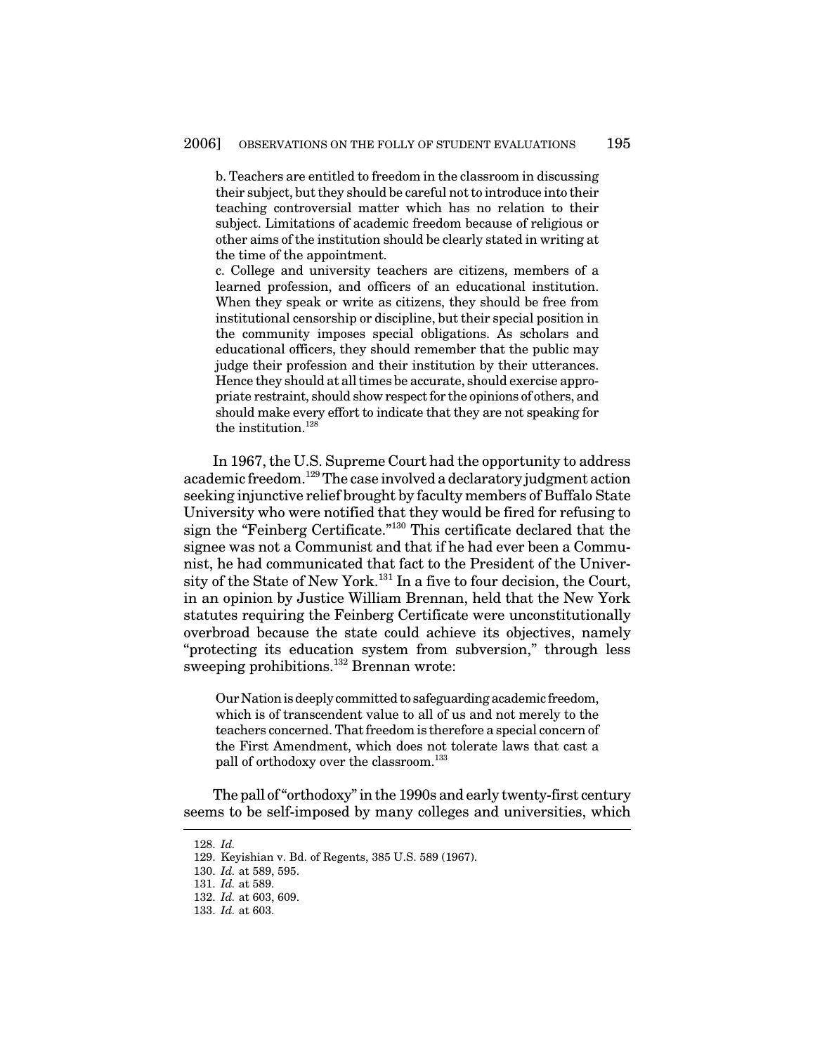> b. Teachers are entitled to freedom in the classroom in discussing their subject, but they should be careful not to introduce into their teaching controversial matter which has no relation to their subject. Limitations of academic freedom because of religious or other aims of the institution should be clearly stated in writing at the time of the appointment.
>
> c. College and university teachers are citizens, members of a learned profession, and officers of an educational institution. When they speak or write as citizens, they should be free from institutional censorship or discipline, but their special position in the community imposes special obligations. As scholars and educational officers, they should remember that the public may judge their profession and their institution by their utterances. Hence they should at all times be accurate, should exercise appropriate restraint, should show respect for the opinions of others, and should make every effort to indicate that they are not speaking for the institution.[128]

In 1967, the U.S. Supreme Court had the opportunity to address academic freedom.[129] The case involved a declaratory judgment action seeking injunctive relief brought by faculty members of Buffalo State University who were notified that they would be fired for refusing to sign the "Feinberg Certificate."[130] This certificate declared that the signee was not a Communist and that if he had ever been a Communist, he had communicated that fact to the President of the University of the State of New York.[131] In a five to four decision, the Court, in an opinion by Justice William Brennan, held that the New York statutes requiring the Feinberg Certificate were unconstitutionally overbroad because the state could achieve its objectives, namely "protecting its education system from subversion," through less sweeping prohibitions.[132] Brennan wrote:

> Our Nation is deeply committed to safeguarding academic freedom, which is of transcendent value to all of us and not merely to the teachers concerned. That freedom is therefore a special concern of the First Amendment, which does not tolerate laws that cast a pall of orthodoxy over the classroom.[133]

The pall of "orthodoxy" in the 1990s and early twenty-first century seems to be self-imposed by many colleges and universities, which

---

128. *Id.*
129. Keyishian v. Bd. of Regents, 385 U.S. 589 (1967).
130. *Id.* at 589, 595.
131. *Id.* at 589.
132. *Id.* at 603, 609.
133. *Id.* at 603.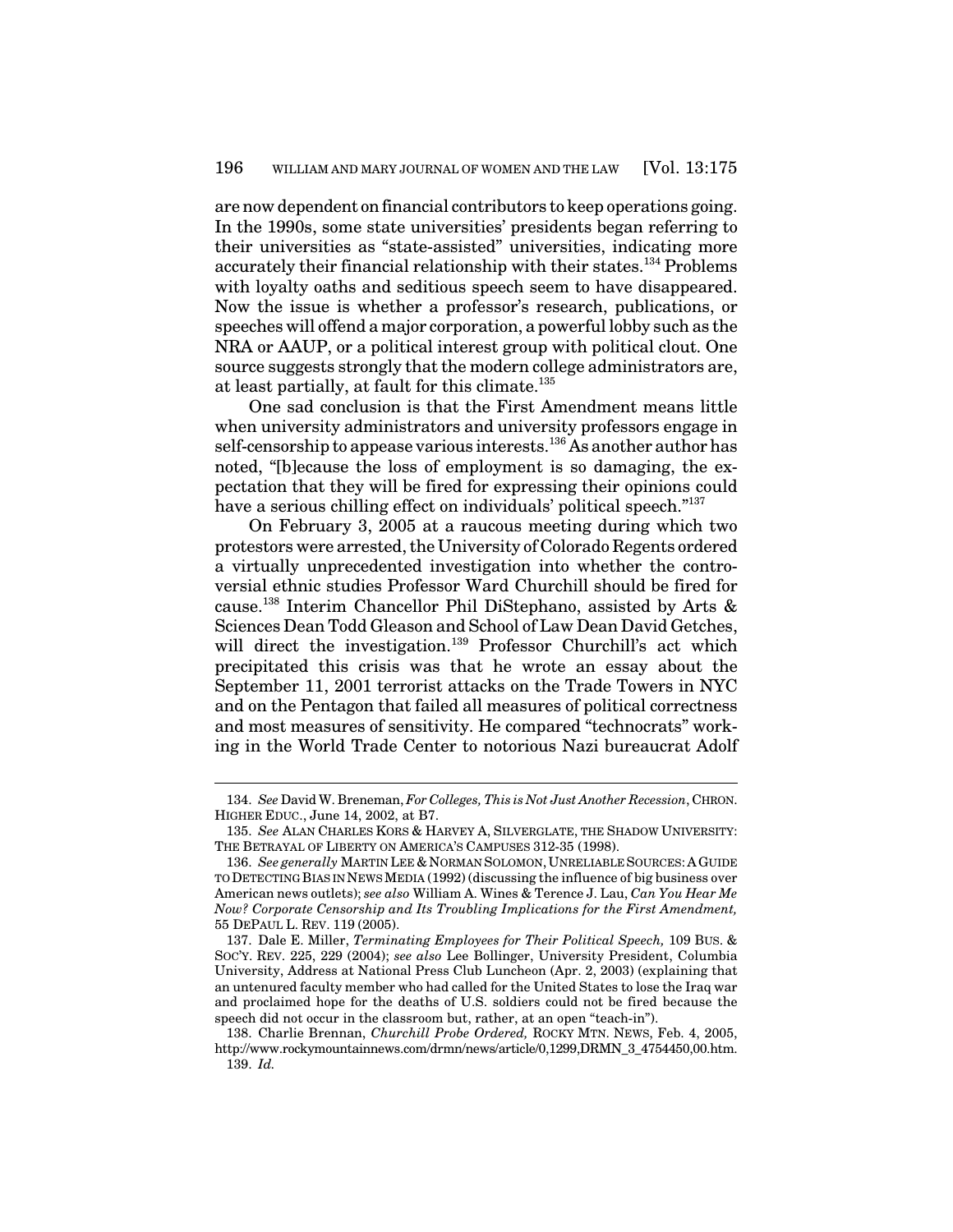are now dependent on financial contributors to keep operations going. In the 1990s, some state universities' presidents began referring to their universities as "state-assisted" universities, indicating more accurately their financial relationship with their states.[134] Problems with loyalty oaths and seditious speech seem to have disappeared. Now the issue is whether a professor's research, publications, or speeches will offend a major corporation, a powerful lobby such as the NRA or AAUP, or a political interest group with political clout. One source suggests strongly that the modern college administrators are, at least partially, at fault for this climate.[135]

One sad conclusion is that the First Amendment means little when university administrators and university professors engage in self-censorship to appease various interests.[136] As another author has noted, "[b]ecause the loss of employment is so damaging, the expectation that they will be fired for expressing their opinions could have a serious chilling effect on individuals' political speech."[137]

On February 3, 2005 at a raucous meeting during which two protestors were arrested, the University of Colorado Regents ordered a virtually unprecedented investigation into whether the controversial ethnic studies Professor Ward Churchill should be fired for cause.[138] Interim Chancellor Phil DiStephano, assisted by Arts & Sciences Dean Todd Gleason and School of Law Dean David Getches, will direct the investigation.[139] Professor Churchill's act which precipitated this crisis was that he wrote an essay about the September 11, 2001 terrorist attacks on the Trade Towers in NYC and on the Pentagon that failed all measures of political correctness and most measures of sensitivity. He compared "technocrats" working in the World Trade Center to notorious Nazi bureaucrat Adolf

---

134. *See* David W. Breneman, *For Colleges, This is Not Just Another Recession*, CHRON. HIGHER EDUC., June 14, 2002, at B7.

135. *See* ALAN CHARLES KORS & HARVEY A, SILVERGLATE, THE SHADOW UNIVERSITY: THE BETRAYAL OF LIBERTY ON AMERICA'S CAMPUSES 312-35 (1998).

136. *See generally* MARTIN LEE & NORMAN SOLOMON, UNRELIABLE SOURCES: A GUIDE TO DETECTING BIAS IN NEWS MEDIA (1992) (discussing the influence of big business over American news outlets); *see also* William A. Wines & Terence J. Lau, *Can You Hear Me Now? Corporate Censorship and Its Troubling Implications for the First Amendment,* 55 DEPAUL L. REV. 119 (2005).

137. Dale E. Miller, *Terminating Employees for Their Political Speech,* 109 BUS. & SOC'Y. REV. 225, 229 (2004); *see also* Lee Bollinger, University President, Columbia University, Address at National Press Club Luncheon (Apr. 2, 2003) (explaining that an untenured faculty member who had called for the United States to lose the Iraq war and proclaimed hope for the deaths of U.S. soldiers could not be fired because the speech did not occur in the classroom but, rather, at an open "teach-in").

138. Charlie Brennan, *Churchill Probe Ordered,* ROCKY MTN. NEWS, Feb. 4, 2005, http://www.rockymountainnews.com/drmn/news/article/0,1299,DRMN_3_4754450,00.htm.

139. *Id.*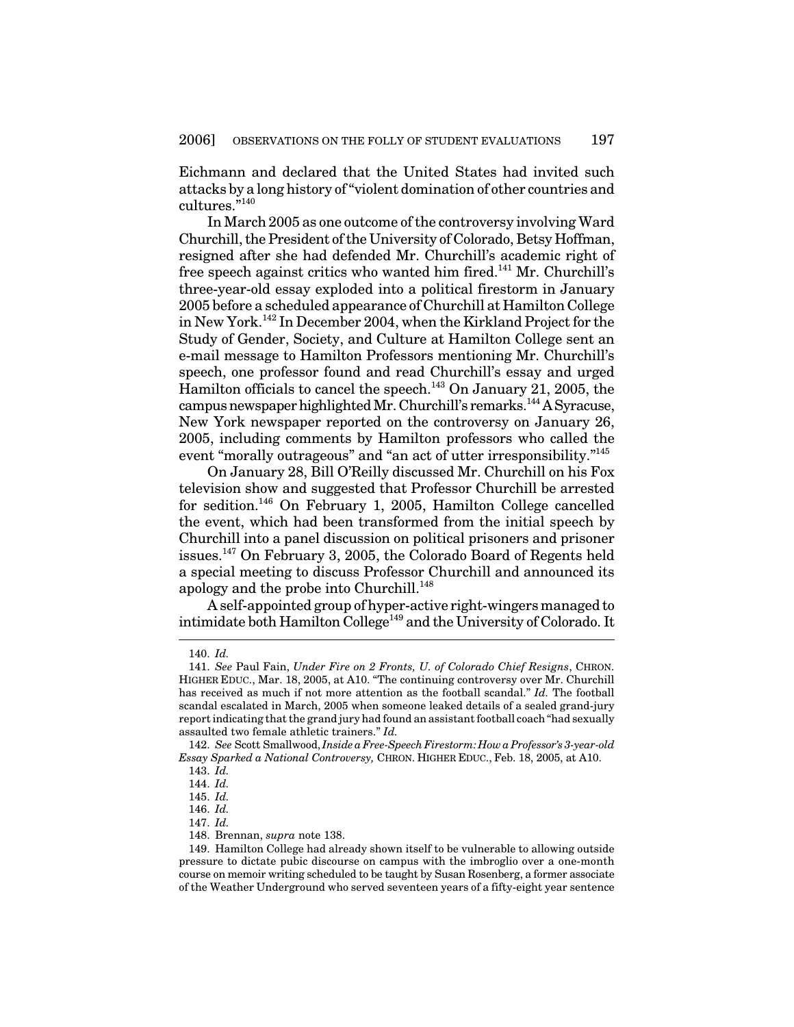Eichmann and declared that the United States had invited such attacks by a long history of "violent domination of other countries and cultures."[140]

In March 2005 as one outcome of the controversy involving Ward Churchill, the President of the University of Colorado, Betsy Hoffman, resigned after she had defended Mr. Churchill's academic right of free speech against critics who wanted him fired.[141] Mr. Churchill's three-year-old essay exploded into a political firestorm in January 2005 before a scheduled appearance of Churchill at Hamilton College in New York.[142] In December 2004, when the Kirkland Project for the Study of Gender, Society, and Culture at Hamilton College sent an e-mail message to Hamilton Professors mentioning Mr. Churchill's speech, one professor found and read Churchill's essay and urged Hamilton officials to cancel the speech.[143] On January 21, 2005, the campus newspaper highlighted Mr. Churchill's remarks.[144] A Syracuse, New York newspaper reported on the controversy on January 26, 2005, including comments by Hamilton professors who called the event "morally outrageous" and "an act of utter irresponsibility."[145]

On January 28, Bill O'Reilly discussed Mr. Churchill on his Fox television show and suggested that Professor Churchill be arrested for sedition.[146] On February 1, 2005, Hamilton College cancelled the event, which had been transformed from the initial speech by Churchill into a panel discussion on political prisoners and prisoner issues.[147] On February 3, 2005, the Colorado Board of Regents held a special meeting to discuss Professor Churchill and announced its apology and the probe into Churchill.[148]

A self-appointed group of hyper-active right-wingers managed to intimidate both Hamilton College[149] and the University of Colorado. It

---

140. *Id.*

141. *See* Paul Fain, *Under Fire on 2 Fronts, U. of Colorado Chief Resigns*, CHRON. HIGHER EDUC., Mar. 18, 2005, at A10. "The continuing controversy over Mr. Churchill has received as much if not more attention as the football scandal." *Id.* The football scandal escalated in March, 2005 when someone leaked details of a sealed grand-jury report indicating that the grand jury had found an assistant football coach "had sexually assaulted two female athletic trainers." *Id.*

142. *See* Scott Smallwood, *Inside a Free-Speech Firestorm: How a Professor's 3-year-old Essay Sparked a National Controversy,* CHRON. HIGHER EDUC., Feb. 18, 2005, at A10.

143. *Id.*

144. *Id.*

145. *Id.*

146. *Id.*

147. *Id.*

148. Brennan, *supra* note 138.

149. Hamilton College had already shown itself to be vulnerable to allowing outside pressure to dictate pubic discourse on campus with the imbroglio over a one-month course on memoir writing scheduled to be taught by Susan Rosenberg, a former associate of the Weather Underground who served seventeen years of a fifty-eight year sentence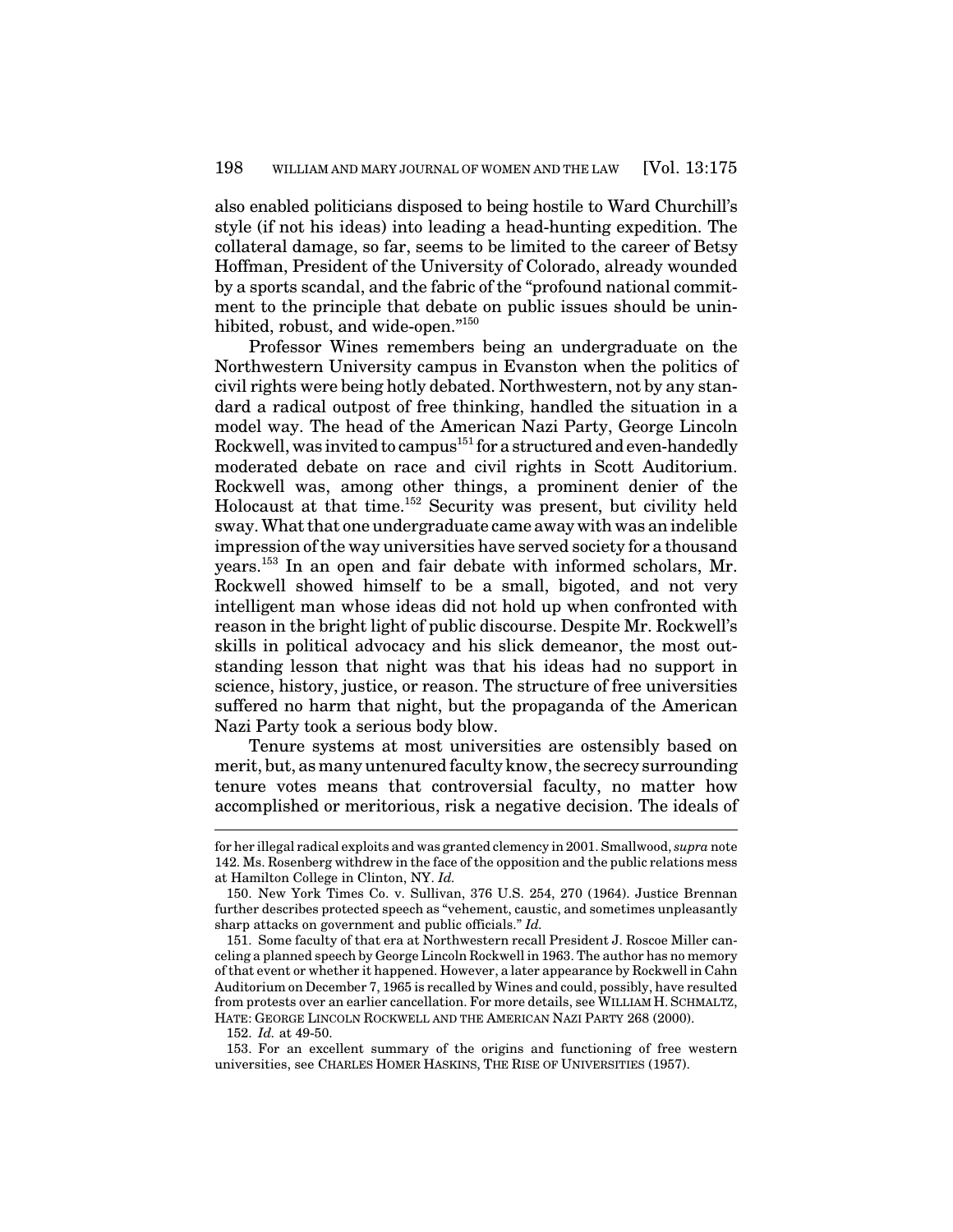also enabled politicians disposed to being hostile to Ward Churchill's style (if not his ideas) into leading a head-hunting expedition. The collateral damage, so far, seems to be limited to the career of Betsy Hoffman, President of the University of Colorado, already wounded by a sports scandal, and the fabric of the "profound national commitment to the principle that debate on public issues should be uninhibited, robust, and wide-open."[150]

Professor Wines remembers being an undergraduate on the Northwestern University campus in Evanston when the politics of civil rights were being hotly debated. Northwestern, not by any standard a radical outpost of free thinking, handled the situation in a model way. The head of the American Nazi Party, George Lincoln Rockwell, was invited to campus[151] for a structured and even-handedly moderated debate on race and civil rights in Scott Auditorium. Rockwell was, among other things, a prominent denier of the Holocaust at that time.[152] Security was present, but civility held sway. What that one undergraduate came away with was an indelible impression of the way universities have served society for a thousand years.[153] In an open and fair debate with informed scholars, Mr. Rockwell showed himself to be a small, bigoted, and not very intelligent man whose ideas did not hold up when confronted with reason in the bright light of public discourse. Despite Mr. Rockwell's skills in political advocacy and his slick demeanor, the most outstanding lesson that night was that his ideas had no support in science, history, justice, or reason. The structure of free universities suffered no harm that night, but the propaganda of the American Nazi Party took a serious body blow.

Tenure systems at most universities are ostensibly based on merit, but, as many untenured faculty know, the secrecy surrounding tenure votes means that controversial faculty, no matter how accomplished or meritorious, risk a negative decision. The ideals of

---

for her illegal radical exploits and was granted clemency in 2001. Smallwood, *supra* note 142. Ms. Rosenberg withdrew in the face of the opposition and the public relations mess at Hamilton College in Clinton, NY. *Id.*

150. New York Times Co. v. Sullivan, 376 U.S. 254, 270 (1964). Justice Brennan further describes protected speech as "vehement, caustic, and sometimes unpleasantly sharp attacks on government and public officials." *Id.*

151. Some faculty of that era at Northwestern recall President J. Roscoe Miller canceling a planned speech by George Lincoln Rockwell in 1963. The author has no memory of that event or whether it happened. However, a later appearance by Rockwell in Cahn Auditorium on December 7, 1965 is recalled by Wines and could, possibly, have resulted from protests over an earlier cancellation. For more details, see WILLIAM H. SCHMALTZ, HATE: GEORGE LINCOLN ROCKWELL AND THE AMERICAN NAZI PARTY 268 (2000).

152. *Id.* at 49-50.

153. For an excellent summary of the origins and functioning of free western universities, see CHARLES HOMER HASKINS, THE RISE OF UNIVERSITIES (1957).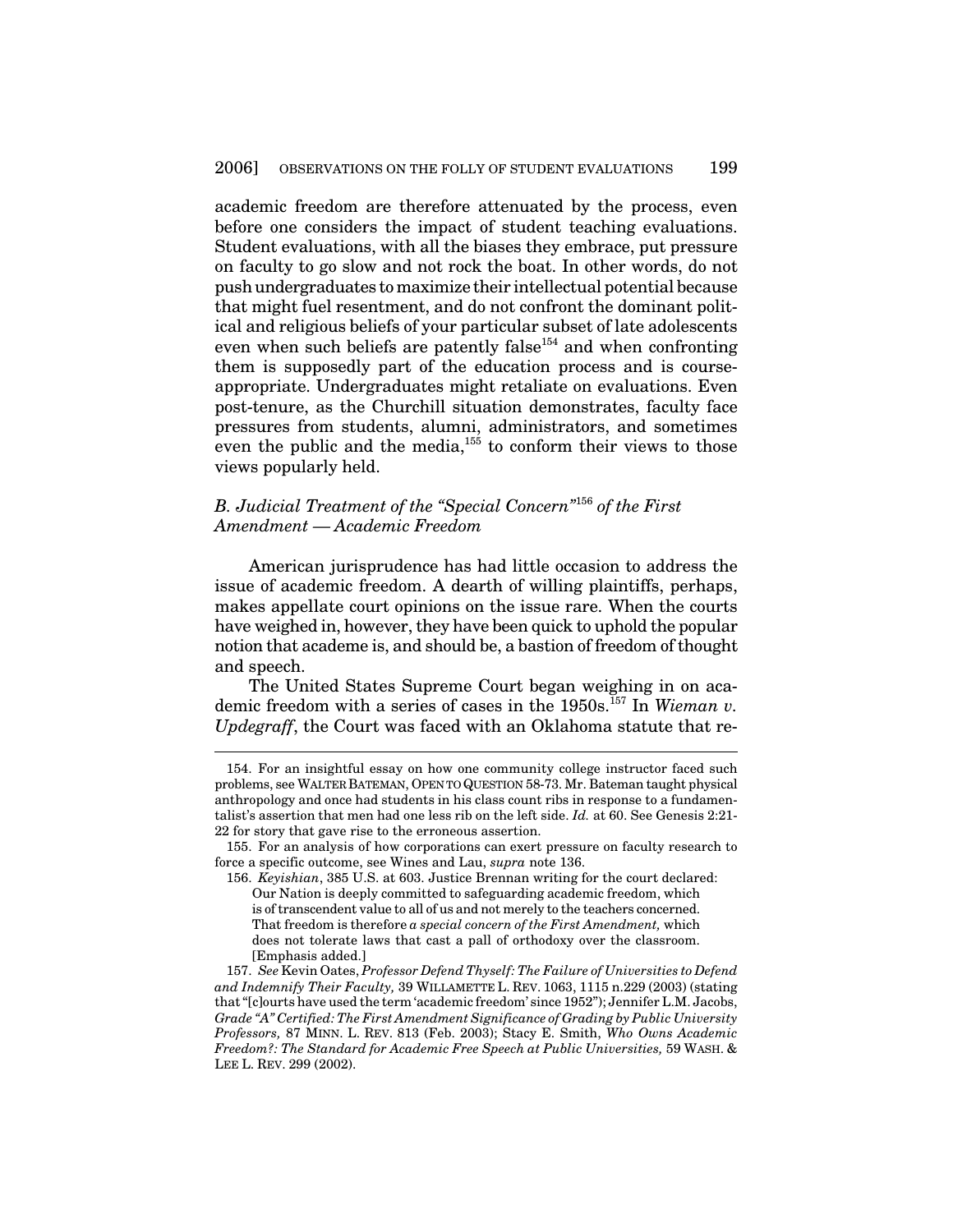academic freedom are therefore attenuated by the process, even before one considers the impact of student teaching evaluations. Student evaluations, with all the biases they embrace, put pressure on faculty to go slow and not rock the boat. In other words, do not push undergraduates to maximize their intellectual potential because that might fuel resentment, and do not confront the dominant political and religious beliefs of your particular subset of late adolescents even when such beliefs are patently false[154] and when confronting them is supposedly part of the education process and is course-appropriate. Undergraduates might retaliate on evaluations. Even post-tenure, as the Churchill situation demonstrates, faculty face pressures from students, alumni, administrators, and sometimes even the public and the media,[155] to conform their views to those views popularly held.

### *B. Judicial Treatment of the "Special Concern"[156] of the First Amendment — Academic Freedom*

American jurisprudence has had little occasion to address the issue of academic freedom. A dearth of willing plaintiffs, perhaps, makes appellate court opinions on the issue rare. When the courts have weighed in, however, they have been quick to uphold the popular notion that academe is, and should be, a bastion of freedom of thought and speech.

The United States Supreme Court began weighing in on academic freedom with a series of cases in the 1950s.[157] In *Wieman v. Updegraff*, the Court was faced with an Oklahoma statute that re-

---

154. For an insightful essay on how one community college instructor faced such problems, see WALTER BATEMAN, OPEN TO QUESTION 58-73. Mr. Bateman taught physical anthropology and once had students in his class count ribs in response to a fundamentalist's assertion that men had one less rib on the left side. *Id.* at 60. See Genesis 2:21-22 for story that gave rise to the erroneous assertion.

155. For an analysis of how corporations can exert pressure on faculty research to force a specific outcome, see Wines and Lau, *supra* note 136.

156. *Keyishian*, 385 U.S. at 603. Justice Brennan writing for the court declared:

> Our Nation is deeply committed to safeguarding academic freedom, which is of transcendent value to all of us and not merely to the teachers concerned. That freedom is therefore *a special concern of the First Amendment,* which does not tolerate laws that cast a pall of orthodoxy over the classroom. [Emphasis added.]

157. *See* Kevin Oates, *Professor Defend Thyself: The Failure of Universities to Defend and Indemnify Their Faculty,* 39 WILLAMETTE L. REV. 1063, 1115 n.229 (2003) (stating that "[c]ourts have used the term 'academic freedom' since 1952"); Jennifer L.M. Jacobs, *Grade "A" Certified: The First Amendment Significance of Grading by Public University Professors,* 87 MINN. L. REV. 813 (Feb. 2003); Stacy E. Smith, *Who Owns Academic Freedom?: The Standard for Academic Free Speech at Public Universities,* 59 WASH. & LEE L. REV. 299 (2002).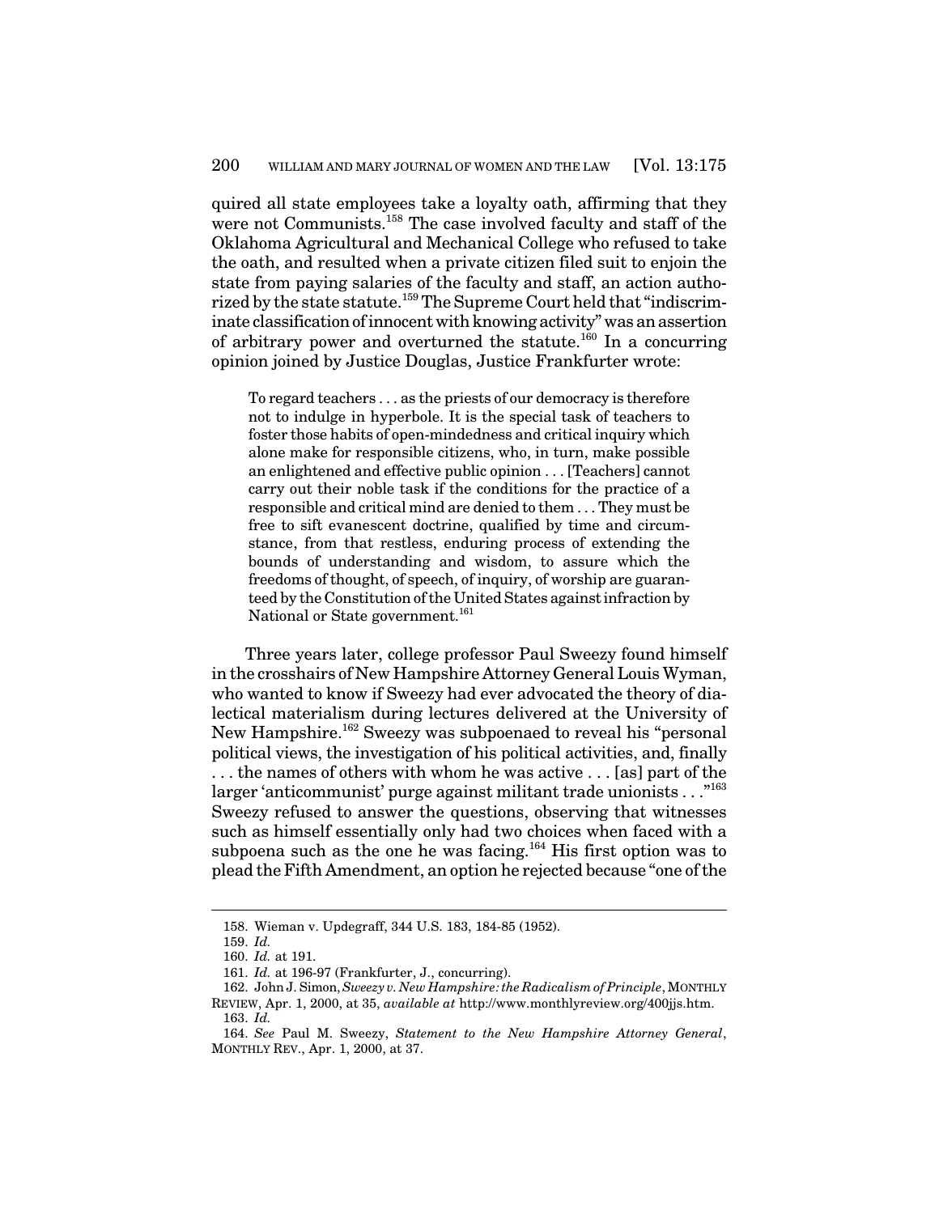quired all state employees take a loyalty oath, affirming that they were not Communists.[158] The case involved faculty and staff of the Oklahoma Agricultural and Mechanical College who refused to take the oath, and resulted when a private citizen filed suit to enjoin the state from paying salaries of the faculty and staff, an action authorized by the state statute.[159] The Supreme Court held that "indiscriminate classification of innocent with knowing activity" was an assertion of arbitrary power and overturned the statute.[160] In a concurring opinion joined by Justice Douglas, Justice Frankfurter wrote:

> To regard teachers . . . as the priests of our democracy is therefore not to indulge in hyperbole. It is the special task of teachers to foster those habits of open-mindedness and critical inquiry which alone make for responsible citizens, who, in turn, make possible an enlightened and effective public opinion . . . [Teachers] cannot carry out their noble task if the conditions for the practice of a responsible and critical mind are denied to them . . . They must be free to sift evanescent doctrine, qualified by time and circumstance, from that restless, enduring process of extending the bounds of understanding and wisdom, to assure which the freedoms of thought, of speech, of inquiry, of worship are guaranteed by the Constitution of the United States against infraction by National or State government.[161]

Three years later, college professor Paul Sweezy found himself in the crosshairs of New Hampshire Attorney General Louis Wyman, who wanted to know if Sweezy had ever advocated the theory of dialectical materialism during lectures delivered at the University of New Hampshire.[162] Sweezy was subpoenaed to reveal his "personal political views, the investigation of his political activities, and, finally . . . the names of others with whom he was active . . . [as] part of the larger 'anticommunist' purge against militant trade unionists . . ."[163] Sweezy refused to answer the questions, observing that witnesses such as himself essentially only had two choices when faced with a subpoena such as the one he was facing.[164] His first option was to plead the Fifth Amendment, an option he rejected because "one of the

---

158. Wieman v. Updegraff, 344 U.S. 183, 184-85 (1952).

159. *Id.*

160. *Id.* at 191.

161. *Id.* at 196-97 (Frankfurter, J., concurring).

162. John J. Simon, *Sweezy v. New Hampshire: the Radicalism of Principle*, MONTHLY REVIEW, Apr. 1, 2000, at 35, *available at* http://www.monthlyreview.org/400jjs.htm.

163. *Id.*

164. *See* Paul M. Sweezy, *Statement to the New Hampshire Attorney General*, MONTHLY REV., Apr. 1, 2000, at 37.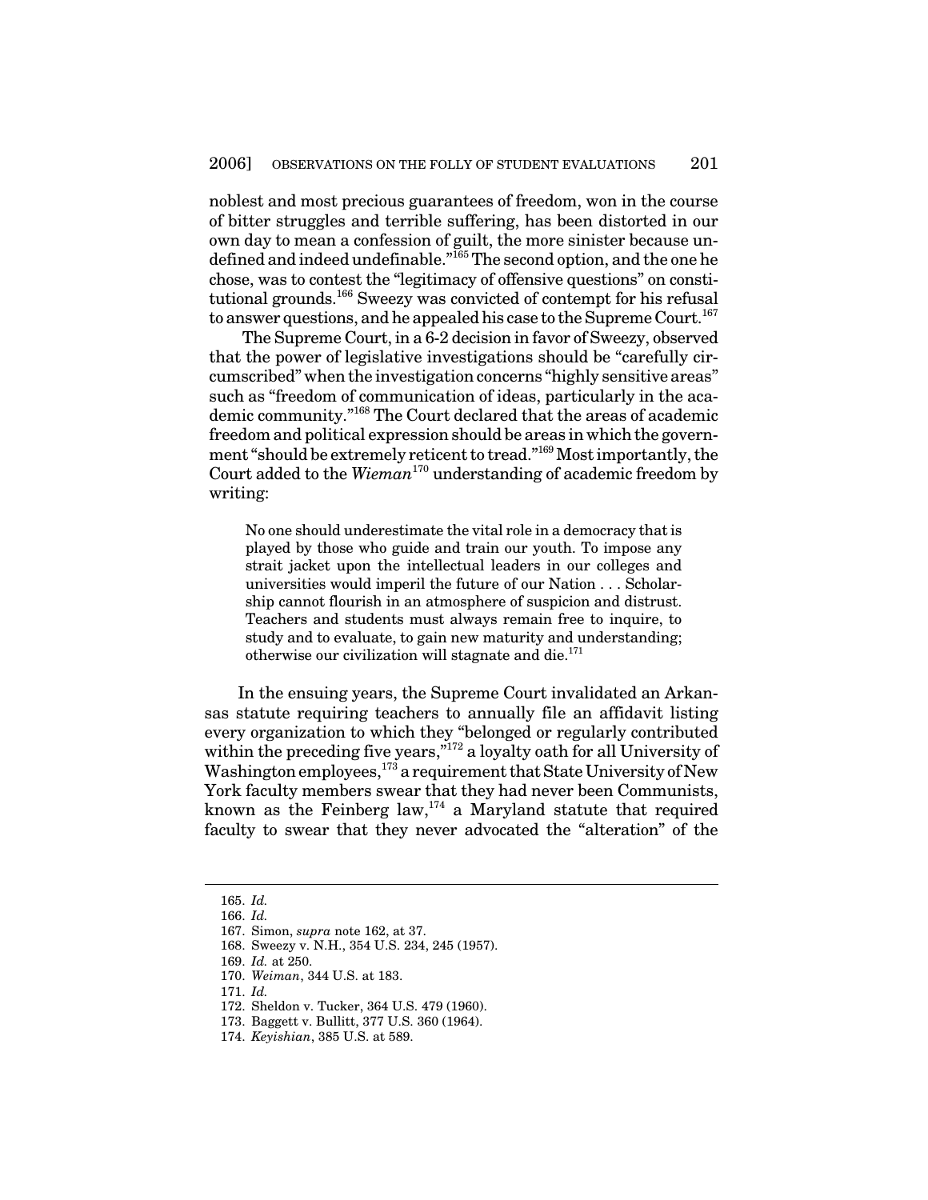noblest and most precious guarantees of freedom, won in the course of bitter struggles and terrible suffering, has been distorted in our own day to mean a confession of guilt, the more sinister because undefined and indeed undefinable."[165] The second option, and the one he chose, was to contest the "legitimacy of offensive questions" on constitutional grounds.[166] Sweezy was convicted of contempt for his refusal to answer questions, and he appealed his case to the Supreme Court.[167]

The Supreme Court, in a 6-2 decision in favor of Sweezy, observed that the power of legislative investigations should be "carefully circumscribed" when the investigation concerns "highly sensitive areas" such as "freedom of communication of ideas, particularly in the academic community."[168] The Court declared that the areas of academic freedom and political expression should be areas in which the government "should be extremely reticent to tread."[169] Most importantly, the Court added to the *Wieman*[170] understanding of academic freedom by writing:

> No one should underestimate the vital role in a democracy that is played by those who guide and train our youth. To impose any strait jacket upon the intellectual leaders in our colleges and universities would imperil the future of our Nation . . . Scholarship cannot flourish in an atmosphere of suspicion and distrust. Teachers and students must always remain free to inquire, to study and to evaluate, to gain new maturity and understanding; otherwise our civilization will stagnate and die.[171]

In the ensuing years, the Supreme Court invalidated an Arkansas statute requiring teachers to annually file an affidavit listing every organization to which they "belonged or regularly contributed within the preceding five years,"[172] a loyalty oath for all University of Washington employees,[173] a requirement that State University of New York faculty members swear that they had never been Communists, known as the Feinberg law,[174] a Maryland statute that required faculty to swear that they never advocated the "alteration" of the

---

165. *Id.*
166. *Id.*
167. Simon, *supra* note 162, at 37.
168. Sweezy v. N.H., 354 U.S. 234, 245 (1957).
169. *Id.* at 250.
170. *Weiman*, 344 U.S. at 183.
171. *Id.*
172. Sheldon v. Tucker, 364 U.S. 479 (1960).
173. Baggett v. Bullitt, 377 U.S. 360 (1964).
174. *Keyishian*, 385 U.S. at 589.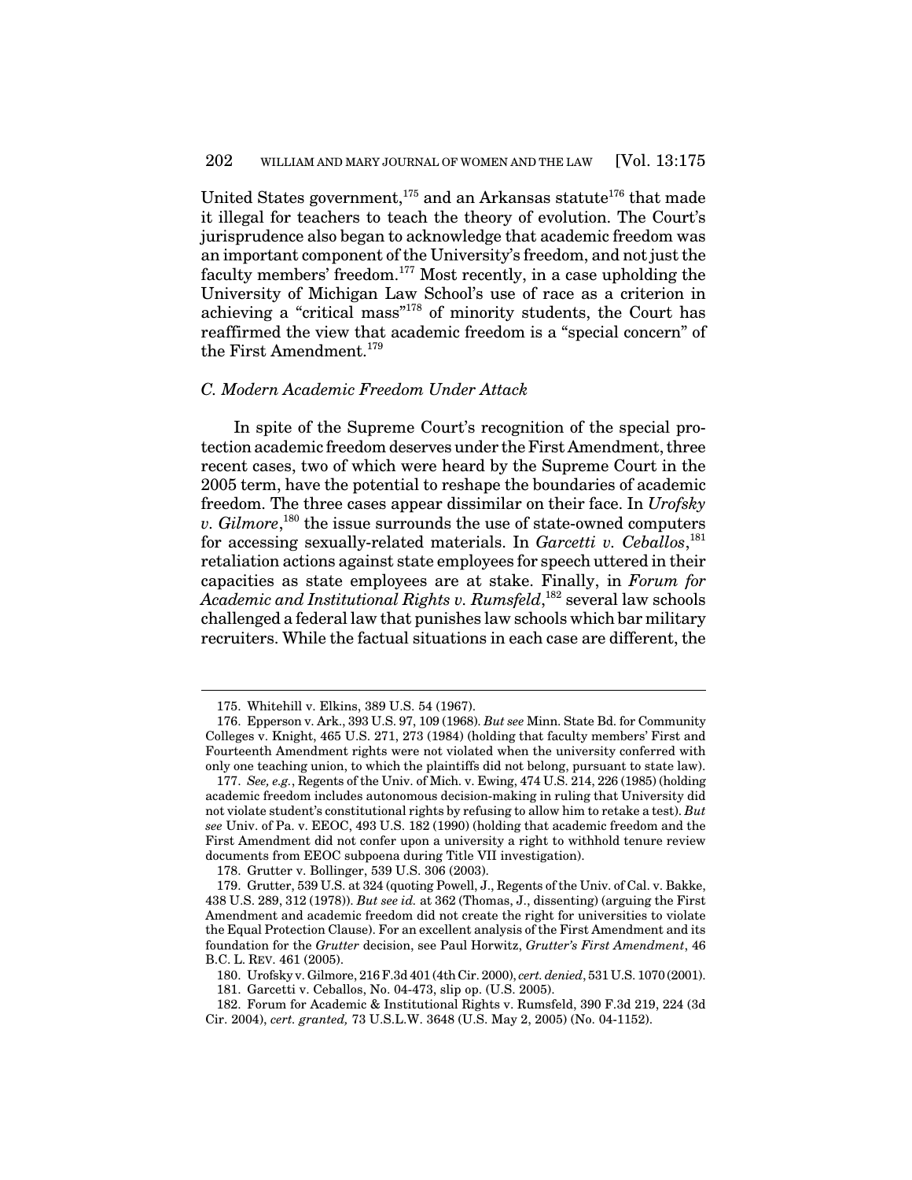United States government,[175] and an Arkansas statute[176] that made it illegal for teachers to teach the theory of evolution. The Court's jurisprudence also began to acknowledge that academic freedom was an important component of the University's freedom, and not just the faculty members' freedom.[177] Most recently, in a case upholding the University of Michigan Law School's use of race as a criterion in achieving a "critical mass"[178] of minority students, the Court has reaffirmed the view that academic freedom is a "special concern" of the First Amendment.[179]

### *C. Modern Academic Freedom Under Attack*

In spite of the Supreme Court's recognition of the special protection academic freedom deserves under the First Amendment, three recent cases, two of which were heard by the Supreme Court in the 2005 term, have the potential to reshape the boundaries of academic freedom. The three cases appear dissimilar on their face. In *Urofsky v. Gilmore*,[180] the issue surrounds the use of state-owned computers for accessing sexually-related materials. In *Garcetti v. Ceballos*,[181] retaliation actions against state employees for speech uttered in their capacities as state employees are at stake. Finally, in *Forum for Academic and Institutional Rights v. Rumsfeld*,[182] several law schools challenged a federal law that punishes law schools which bar military recruiters. While the factual situations in each case are different, the

---

175. Whitehill v. Elkins, 389 U.S. 54 (1967).

176. Epperson v. Ark., 393 U.S. 97, 109 (1968). *But see* Minn. State Bd. for Community Colleges v. Knight, 465 U.S. 271, 273 (1984) (holding that faculty members' First and Fourteenth Amendment rights were not violated when the university conferred with only one teaching union, to which the plaintiffs did not belong, pursuant to state law).

177. *See, e.g.*, Regents of the Univ. of Mich. v. Ewing, 474 U.S. 214, 226 (1985) (holding academic freedom includes autonomous decision-making in ruling that University did not violate student's constitutional rights by refusing to allow him to retake a test). *But see* Univ. of Pa. v. EEOC, 493 U.S. 182 (1990) (holding that academic freedom and the First Amendment did not confer upon a university a right to withhold tenure review documents from EEOC subpoena during Title VII investigation).

178. Grutter v. Bollinger, 539 U.S. 306 (2003).

179. Grutter, 539 U.S. at 324 (quoting Powell, J., Regents of the Univ. of Cal. v. Bakke, 438 U.S. 289, 312 (1978)). *But see id.* at 362 (Thomas, J., dissenting) (arguing the First Amendment and academic freedom did not create the right for universities to violate the Equal Protection Clause). For an excellent analysis of the First Amendment and its foundation for the *Grutter* decision, see Paul Horwitz, *Grutter's First Amendment*, 46 B.C. L. REV. 461 (2005).

180. Urofsky v. Gilmore, 216 F.3d 401 (4th Cir. 2000), *cert. denied*, 531 U.S. 1070 (2001).

181. Garcetti v. Ceballos, No. 04-473, slip op. (U.S. 2005).

182. Forum for Academic & Institutional Rights v. Rumsfeld, 390 F.3d 219, 224 (3d Cir. 2004), *cert. granted,* 73 U.S.L.W. 3648 (U.S. May 2, 2005) (No. 04-1152).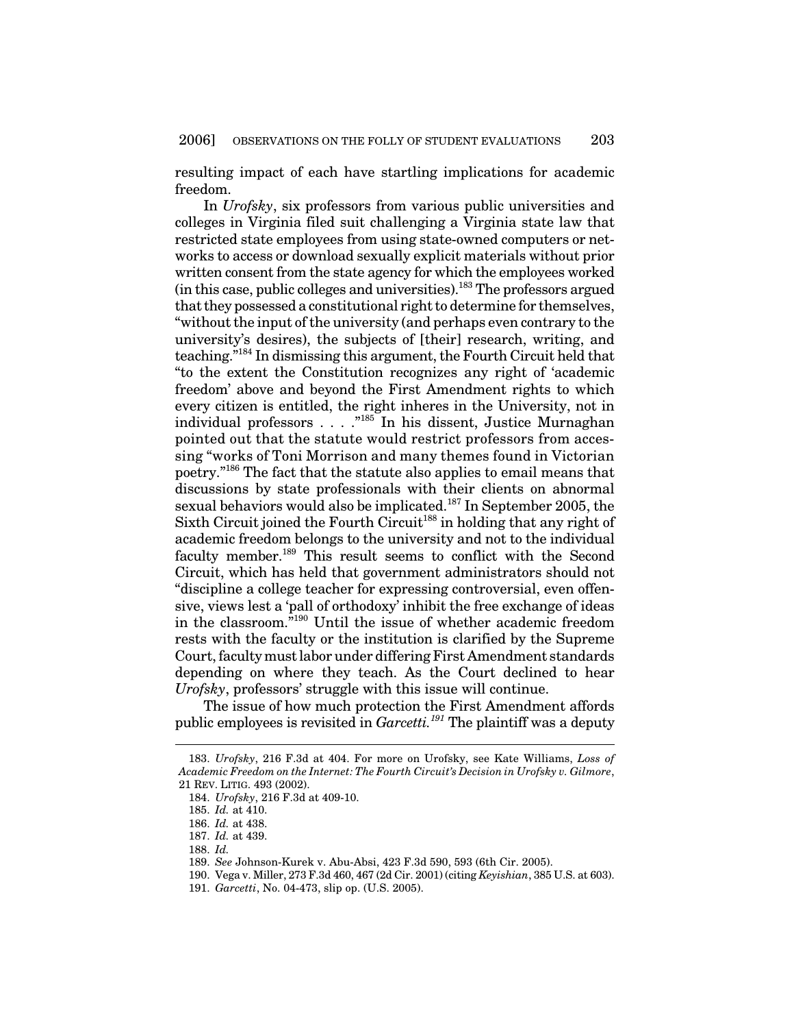resulting impact of each have startling implications for academic freedom.

In *Urofsky*, six professors from various public universities and colleges in Virginia filed suit challenging a Virginia state law that restricted state employees from using state-owned computers or networks to access or download sexually explicit materials without prior written consent from the state agency for which the employees worked (in this case, public colleges and universities).[183] The professors argued that they possessed a constitutional right to determine for themselves, "without the input of the university (and perhaps even contrary to the university's desires), the subjects of [their] research, writing, and teaching."[184] In dismissing this argument, the Fourth Circuit held that "to the extent the Constitution recognizes any right of 'academic freedom' above and beyond the First Amendment rights to which every citizen is entitled, the right inheres in the University, not in individual professors . . . ."[185] In his dissent, Justice Murnaghan pointed out that the statute would restrict professors from accessing "works of Toni Morrison and many themes found in Victorian poetry."[186] The fact that the statute also applies to email means that discussions by state professionals with their clients on abnormal sexual behaviors would also be implicated.[187] In September 2005, the Sixth Circuit joined the Fourth Circuit[188] in holding that any right of academic freedom belongs to the university and not to the individual faculty member.[189] This result seems to conflict with the Second Circuit, which has held that government administrators should not "discipline a college teacher for expressing controversial, even offensive, views lest a 'pall of orthodoxy' inhibit the free exchange of ideas in the classroom."[190] Until the issue of whether academic freedom rests with the faculty or the institution is clarified by the Supreme Court, faculty must labor under differing First Amendment standards depending on where they teach. As the Court declined to hear *Urofsky*, professors' struggle with this issue will continue.

The issue of how much protection the First Amendment affords public employees is revisited in *Garcetti*.[191] The plaintiff was a deputy

---

183. *Urofsky*, 216 F.3d at 404. For more on Urofsky, see Kate Williams, *Loss of Academic Freedom on the Internet: The Fourth Circuit's Decision in Urofsky v. Gilmore*, 21 REV. LITIG. 493 (2002).

184. *Urofsky*, 216 F.3d at 409-10.

185. *Id.* at 410.

186. *Id.* at 438.

187. *Id.* at 439.

188. *Id.*

189. *See* Johnson-Kurek v. Abu-Absi, 423 F.3d 590, 593 (6th Cir. 2005).

190. Vega v. Miller, 273 F.3d 460, 467 (2d Cir. 2001) (citing *Keyishian*, 385 U.S. at 603).

191. *Garcetti*, No. 04-473, slip op. (U.S. 2005).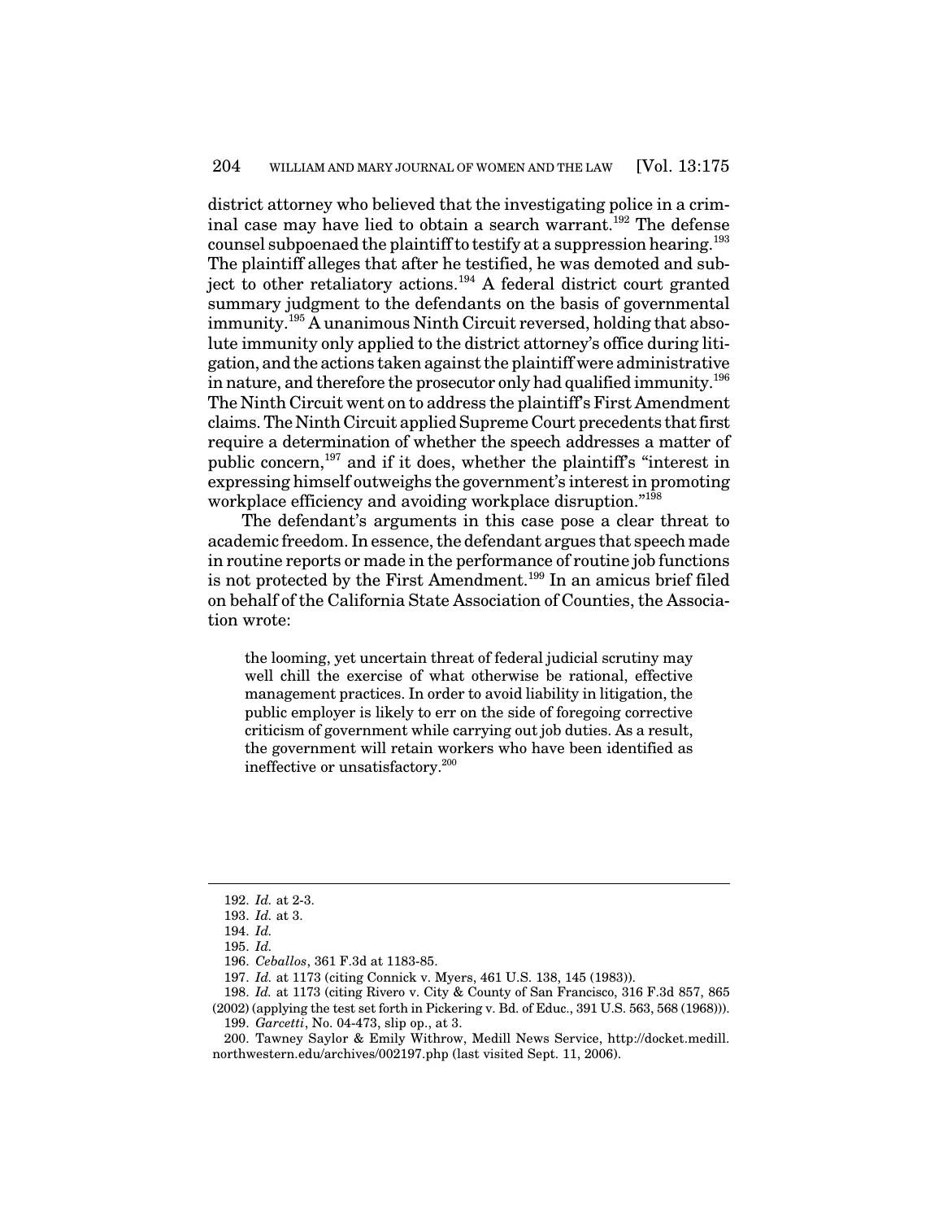district attorney who believed that the investigating police in a criminal case may have lied to obtain a search warrant.[192] The defense counsel subpoenaed the plaintiff to testify at a suppression hearing.[193] The plaintiff alleges that after he testified, he was demoted and subject to other retaliatory actions.[194] A federal district court granted summary judgment to the defendants on the basis of governmental immunity.[195] A unanimous Ninth Circuit reversed, holding that absolute immunity only applied to the district attorney's office during litigation, and the actions taken against the plaintiff were administrative in nature, and therefore the prosecutor only had qualified immunity.[196] The Ninth Circuit went on to address the plaintiff's First Amendment claims. The Ninth Circuit applied Supreme Court precedents that first require a determination of whether the speech addresses a matter of public concern,[197] and if it does, whether the plaintiff's "interest in expressing himself outweighs the government's interest in promoting workplace efficiency and avoiding workplace disruption."[198]

The defendant's arguments in this case pose a clear threat to academic freedom. In essence, the defendant argues that speech made in routine reports or made in the performance of routine job functions is not protected by the First Amendment.[199] In an amicus brief filed on behalf of the California State Association of Counties, the Association wrote:

> the looming, yet uncertain threat of federal judicial scrutiny may well chill the exercise of what otherwise be rational, effective management practices. In order to avoid liability in litigation, the public employer is likely to err on the side of foregoing corrective criticism of government while carrying out job duties. As a result, the government will retain workers who have been identified as ineffective or unsatisfactory.[200]

---

192. *Id.* at 2-3.

193. *Id.* at 3.

194. *Id.*

195. *Id.*

196. *Ceballos*, 361 F.3d at 1183-85.

197. *Id.* at 1173 (citing Connick v. Myers, 461 U.S. 138, 145 (1983)).

198. *Id.* at 1173 (citing Rivero v. City & County of San Francisco, 316 F.3d 857, 865 (2002) (applying the test set forth in Pickering v. Bd. of Educ., 391 U.S. 563, 568 (1968))).

199. *Garcetti*, No. 04-473, slip op., at 3.

200. Tawney Saylor & Emily Withrow, Medill News Service, http://docket.medill.northwestern.edu/archives/002197.php (last visited Sept. 11, 2006).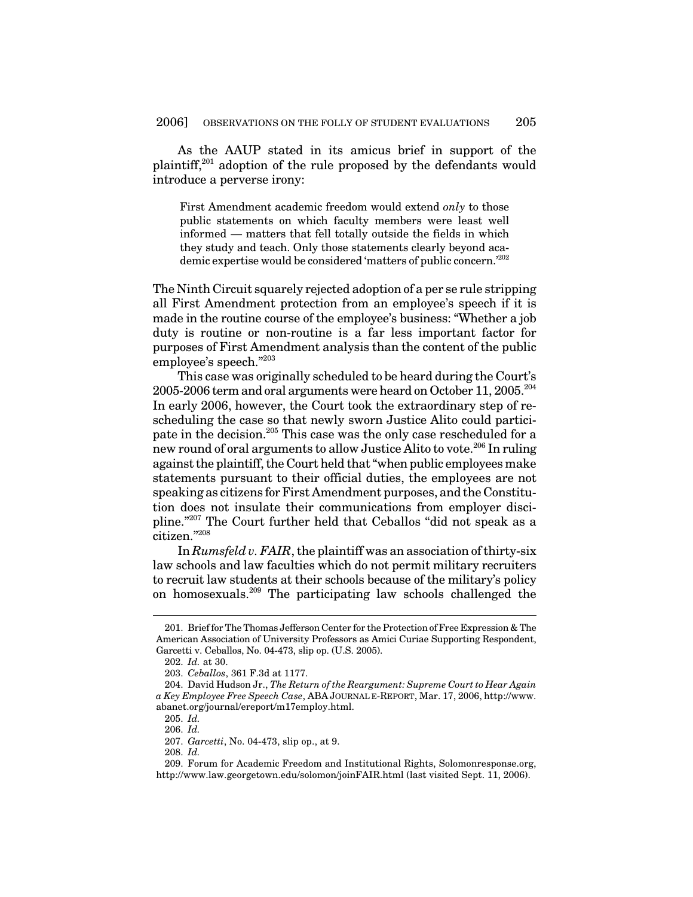As the AAUP stated in its amicus brief in support of the plaintiff,[201] adoption of the rule proposed by the defendants would introduce a perverse irony:

> First Amendment academic freedom would extend *only* to those public statements on which faculty members were least well informed — matters that fell totally outside the fields in which they study and teach. Only those statements clearly beyond academic expertise would be considered 'matters of public concern.'[202]

The Ninth Circuit squarely rejected adoption of a per se rule stripping all First Amendment protection from an employee's speech if it is made in the routine course of the employee's business: "Whether a job duty is routine or non-routine is a far less important factor for purposes of First Amendment analysis than the content of the public employee's speech."[203]

This case was originally scheduled to be heard during the Court's 2005-2006 term and oral arguments were heard on October 11, 2005.[204] In early 2006, however, the Court took the extraordinary step of rescheduling the case so that newly sworn Justice Alito could participate in the decision.[205] This case was the only case rescheduled for a new round of oral arguments to allow Justice Alito to vote.[206] In ruling against the plaintiff, the Court held that "when public employees make statements pursuant to their official duties, the employees are not speaking as citizens for First Amendment purposes, and the Constitution does not insulate their communications from employer discipline."[207] The Court further held that Ceballos "did not speak as a citizen."[208]

In *Rumsfeld v. FAIR*, the plaintiff was an association of thirty-six law schools and law faculties which do not permit military recruiters to recruit law students at their schools because of the military's policy on homosexuals.[209] The participating law schools challenged the

---

201. Brief for The Thomas Jefferson Center for the Protection of Free Expression & The American Association of University Professors as Amici Curiae Supporting Respondent, Garcetti v. Ceballos, No. 04-473, slip op. (U.S. 2005).

202. *Id.* at 30.

203. *Ceballos*, 361 F.3d at 1177.

204. David Hudson Jr., *The Return of the Reargument: Supreme Court to Hear Again a Key Employee Free Speech Case*, ABA JOURNAL E-REPORT, Mar. 17, 2006, http://www.abanet.org/journal/ereport/m17employ.html.

205. *Id.*

206. *Id.*

207. *Garcetti*, No. 04-473, slip op., at 9.

208. *Id.*

209. Forum for Academic Freedom and Institutional Rights, Solomonresponse.org, http://www.law.georgetown.edu/solomon/joinFAIR.html (last visited Sept. 11, 2006).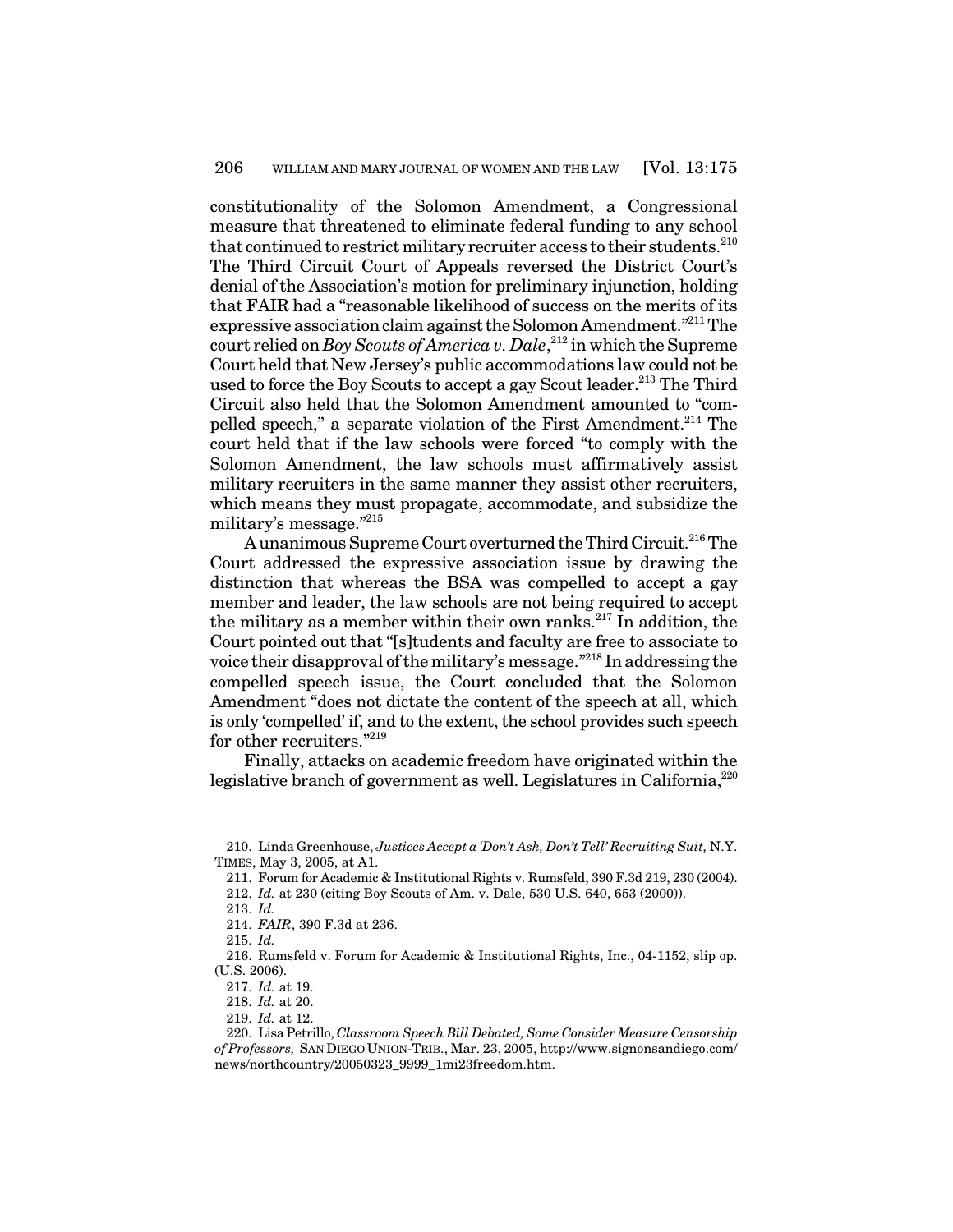constitutionality of the Solomon Amendment, a Congressional measure that threatened to eliminate federal funding to any school that continued to restrict military recruiter access to their students.[210] The Third Circuit Court of Appeals reversed the District Court's denial of the Association's motion for preliminary injunction, holding that FAIR had a "reasonable likelihood of success on the merits of its expressive association claim against the Solomon Amendment."[211] The court relied on *Boy Scouts of America v. Dale*,[212] in which the Supreme Court held that New Jersey's public accommodations law could not be used to force the Boy Scouts to accept a gay Scout leader.[213] The Third Circuit also held that the Solomon Amendment amounted to "compelled speech," a separate violation of the First Amendment.[214] The court held that if the law schools were forced "to comply with the Solomon Amendment, the law schools must affirmatively assist military recruiters in the same manner they assist other recruiters, which means they must propagate, accommodate, and subsidize the military's message."[215]

A unanimous Supreme Court overturned the Third Circuit.[216] The Court addressed the expressive association issue by drawing the distinction that whereas the BSA was compelled to accept a gay member and leader, the law schools are not being required to accept the military as a member within their own ranks.[217] In addition, the Court pointed out that "[s]tudents and faculty are free to associate to voice their disapproval of the military's message."[218] In addressing the compelled speech issue, the Court concluded that the Solomon Amendment "does not dictate the content of the speech at all, which is only 'compelled' if, and to the extent, the school provides such speech for other recruiters."[219]

Finally, attacks on academic freedom have originated within the legislative branch of government as well. Legislatures in California,[220]

---

210. Linda Greenhouse, *Justices Accept a 'Don't Ask, Don't Tell' Recruiting Suit,* N.Y. TIMES, May 3, 2005, at A1.

211. Forum for Academic & Institutional Rights v. Rumsfeld, 390 F.3d 219, 230 (2004).

212. *Id.* at 230 (citing Boy Scouts of Am. v. Dale, 530 U.S. 640, 653 (2000)).

213. *Id.*

214. *FAIR*, 390 F.3d at 236.

215. *Id.*

216. Rumsfeld v. Forum for Academic & Institutional Rights, Inc., 04-1152, slip op. (U.S. 2006).

217. *Id.* at 19.

218. *Id.* at 20.

219. *Id.* at 12.

220. Lisa Petrillo, *Classroom Speech Bill Debated; Some Consider Measure Censorship of Professors,* SAN DIEGO UNION-TRIB., Mar. 23, 2005, http://www.signonsandiego.com/news/northcountry/20050323_9999_1mi23freedom.htm.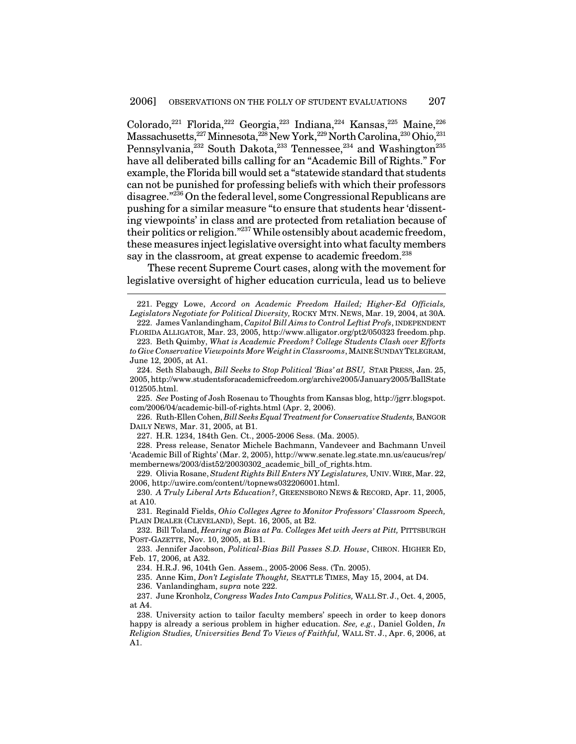Colorado,[221] Florida,[222] Georgia,[223] Indiana,[224] Kansas,[225] Maine,[226] Massachusetts,[227] Minnesota,[228] New York,[229] North Carolina,[230] Ohio,[231] Pennsylvania,[232] South Dakota,[233] Tennessee,[234] and Washington[235] have all deliberated bills calling for an "Academic Bill of Rights." For example, the Florida bill would set a "statewide standard that students can not be punished for professing beliefs with which their professors disagree."[236] On the federal level, some Congressional Republicans are pushing for a similar measure "to ensure that students hear 'dissenting viewpoints' in class and are protected from retaliation because of their politics or religion."[237] While ostensibly about academic freedom, these measures inject legislative oversight into what faculty members say in the classroom, at great expense to academic freedom.[238]

These recent Supreme Court cases, along with the movement for legislative oversight of higher education curricula, lead us to believe

---

221. Peggy Lowe, *Accord on Academic Freedom Hailed; Higher-Ed Officials, Legislators Negotiate for Political Diversity,* ROCKY MTN. NEWS, Mar. 19, 2004, at 30A.

222. James Vanlandingham, *Capitol Bill Aims to Control Leftist Profs*, INDEPENDENT FLORIDA ALLIGATOR, Mar. 23, 2005, http://www.alligator.org/pt2/050323 freedom.php.

223. Beth Quimby, *What is Academic Freedom? College Students Clash over Efforts to Give Conservative Viewpoints More Weight in Classrooms*, MAINE SUNDAY TELEGRAM, June 12, 2005, at A1.

224. Seth Slabaugh, *Bill Seeks to Stop Political 'Bias' at BSU,* STAR PRESS, Jan. 25, 2005, http://www.studentsforacademicfreedom.org/archive2005/January2005/BallState 012505.html.

225. *See* Posting of Josh Rosenau to Thoughts from Kansas blog, http://jgrr.blogspot. com/2006/04/academic-bill-of-rights.html (Apr. 2, 2006).

226. Ruth-Ellen Cohen, *Bill Seeks Equal Treatment for Conservative Students,* BANGOR DAILY NEWS, Mar. 31, 2005, at B1.

227. H.R. 1234, 184th Gen. Ct., 2005-2006 Sess. (Ma. 2005).

228. Press release, Senator Michele Bachmann, Vandeveer and Bachmann Unveil 'Academic Bill of Rights' (Mar. 2, 2005), http://www.senate.leg.state.mn.us/caucus/rep/ membernews/2003/dist52/20030302_academic_bill_of_rights.htm.

229. Olivia Rosane, *Student Rights Bill Enters NY Legislatures,* UNIV. WIRE, Mar. 22, 2006, http://uwire.com/content//topnews032206001.html.

230. *A Truly Liberal Arts Education?*, GREENSBORO NEWS & RECORD, Apr. 11, 2005, at A10.

231. Reginald Fields, *Ohio Colleges Agree to Monitor Professors' Classroom Speech,* PLAIN DEALER (CLEVELAND), Sept. 16, 2005, at B2.

232. Bill Toland, *Hearing on Bias at Pa. Colleges Met with Jeers at Pitt,* PITTSBURGH POST-GAZETTE, Nov. 10, 2005, at B1.

233. Jennifer Jacobson, *Political-Bias Bill Passes S.D. House*, CHRON. HIGHER ED, Feb. 17, 2006, at A32.

234. H.R.J. 96, 104th Gen. Assem., 2005-2006 Sess. (Tn. 2005).

235. Anne Kim, *Don't Legislate Thought,* SEATTLE TIMES, May 15, 2004, at D4.

236. Vanlandingham, *supra* note 222.

237. June Kronholz, *Congress Wades Into Campus Politics,* WALL ST. J., Oct. 4, 2005, at A4.

238. University action to tailor faculty members' speech in order to keep donors happy is already a serious problem in higher education. *See, e.g.*, Daniel Golden, *In Religion Studies, Universities Bend To Views of Faithful,* WALL ST. J., Apr. 6, 2006, at A1.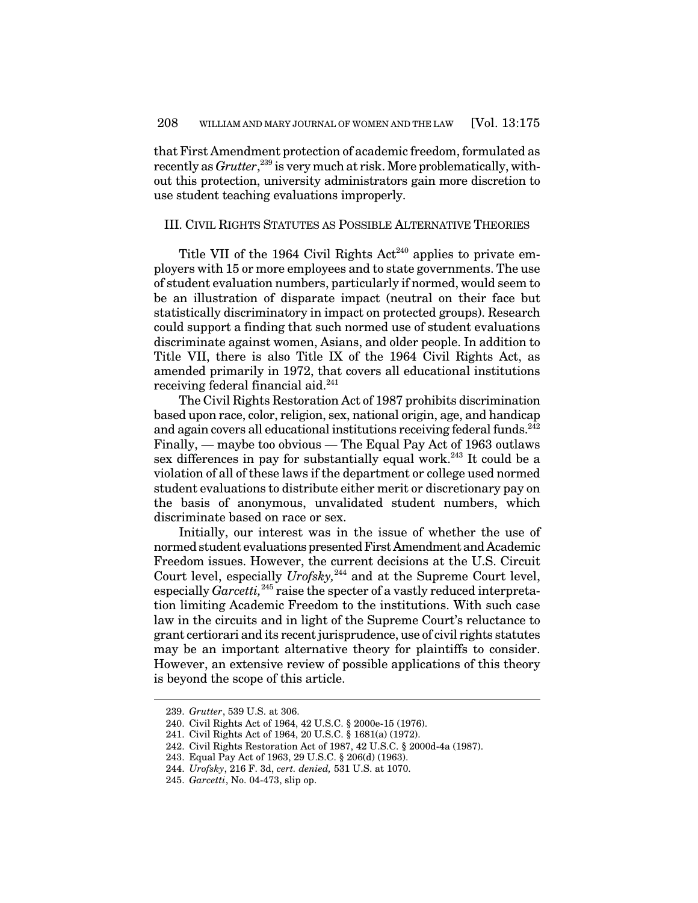that First Amendment protection of academic freedom, formulated as recently as *Grutter*,[239] is very much at risk. More problematically, without this protection, university administrators gain more discretion to use student teaching evaluations improperly.

## III. Civil Rights Statutes as Possible Alternative Theories

Title VII of the 1964 Civil Rights Act[240] applies to private employers with 15 or more employees and to state governments. The use of student evaluation numbers, particularly if normed, would seem to be an illustration of disparate impact (neutral on their face but statistically discriminatory in impact on protected groups). Research could support a finding that such normed use of student evaluations discriminate against women, Asians, and older people. In addition to Title VII, there is also Title IX of the 1964 Civil Rights Act, as amended primarily in 1972, that covers all educational institutions receiving federal financial aid.[241]

The Civil Rights Restoration Act of 1987 prohibits discrimination based upon race, color, religion, sex, national origin, age, and handicap and again covers all educational institutions receiving federal funds.[242] Finally, — maybe too obvious — The Equal Pay Act of 1963 outlaws sex differences in pay for substantially equal work.[243] It could be a violation of all of these laws if the department or college used normed student evaluations to distribute either merit or discretionary pay on the basis of anonymous, unvalidated student numbers, which discriminate based on race or sex.

Initially, our interest was in the issue of whether the use of normed student evaluations presented First Amendment and Academic Freedom issues. However, the current decisions at the U.S. Circuit Court level, especially *Urofsky,*[244] and at the Supreme Court level, especially *Garcetti,*[245] raise the specter of a vastly reduced interpretation limiting Academic Freedom to the institutions. With such case law in the circuits and in light of the Supreme Court's reluctance to grant certiorari and its recent jurisprudence, use of civil rights statutes may be an important alternative theory for plaintiffs to consider. However, an extensive review of possible applications of this theory is beyond the scope of this article.

---

239. *Grutter*, 539 U.S. at 306.

240. Civil Rights Act of 1964, 42 U.S.C. § 2000e-15 (1976).

241. Civil Rights Act of 1964, 20 U.S.C. § 1681(a) (1972).

242. Civil Rights Restoration Act of 1987, 42 U.S.C. § 2000d-4a (1987).

243. Equal Pay Act of 1963, 29 U.S.C. § 206(d) (1963).

244. *Urofsky*, 216 F. 3d, *cert. denied,* 531 U.S. at 1070.

245. *Garcetti*, No. 04-473, slip op.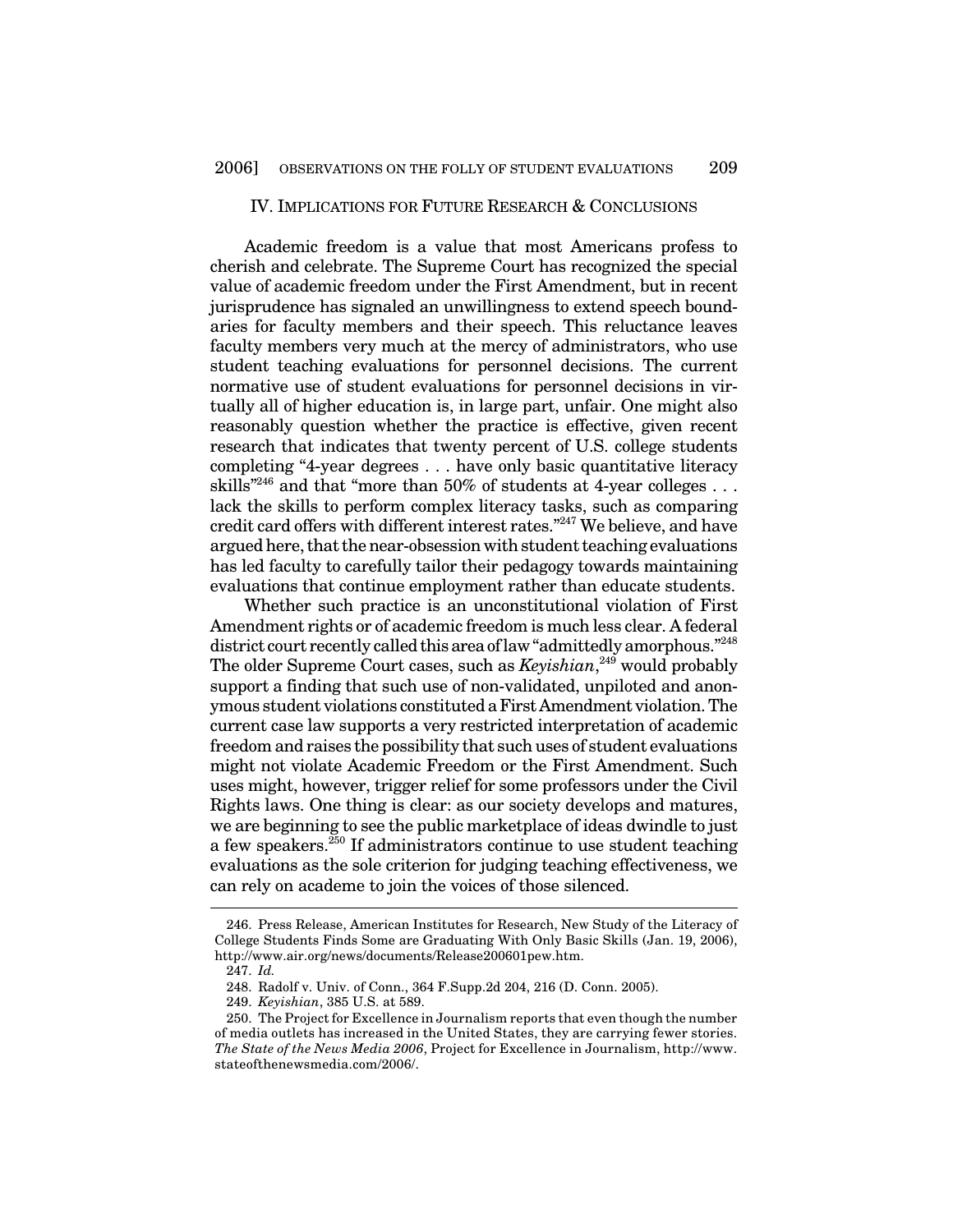## IV. IMPLICATIONS FOR FUTURE RESEARCH & CONCLUSIONS

Academic freedom is a value that most Americans profess to cherish and celebrate. The Supreme Court has recognized the special value of academic freedom under the First Amendment, but in recent jurisprudence has signaled an unwillingness to extend speech boundaries for faculty members and their speech. This reluctance leaves faculty members very much at the mercy of administrators, who use student teaching evaluations for personnel decisions. The current normative use of student evaluations for personnel decisions in virtually all of higher education is, in large part, unfair. One might also reasonably question whether the practice is effective, given recent research that indicates that twenty percent of U.S. college students completing "4-year degrees . . . have only basic quantitative literacy skills"[246] and that "more than 50% of students at 4-year colleges . . . lack the skills to perform complex literacy tasks, such as comparing credit card offers with different interest rates."[247] We believe, and have argued here, that the near-obsession with student teaching evaluations has led faculty to carefully tailor their pedagogy towards maintaining evaluations that continue employment rather than educate students.

Whether such practice is an unconstitutional violation of First Amendment rights or of academic freedom is much less clear. A federal district court recently called this area of law "admittedly amorphous."[248] The older Supreme Court cases, such as *Keyishian*,[249] would probably support a finding that such use of non-validated, unpiloted and anonymous student violations constituted a First Amendment violation. The current case law supports a very restricted interpretation of academic freedom and raises the possibility that such uses of student evaluations might not violate Academic Freedom or the First Amendment. Such uses might, however, trigger relief for some professors under the Civil Rights laws. One thing is clear: as our society develops and matures, we are beginning to see the public marketplace of ideas dwindle to just a few speakers.[250] If administrators continue to use student teaching evaluations as the sole criterion for judging teaching effectiveness, we can rely on academe to join the voices of those silenced.

---

246. Press Release, American Institutes for Research, New Study of the Literacy of College Students Finds Some are Graduating With Only Basic Skills (Jan. 19, 2006), http://www.air.org/news/documents/Release200601pew.htm.

247. *Id.*

248. Radolf v. Univ. of Conn., 364 F.Supp.2d 204, 216 (D. Conn. 2005).

249. *Keyishian*, 385 U.S. at 589.

250. The Project for Excellence in Journalism reports that even though the number of media outlets has increased in the United States, they are carrying fewer stories. *The State of the News Media 2006*, Project for Excellence in Journalism, http://www.stateofthenewsmedia.com/2006/.